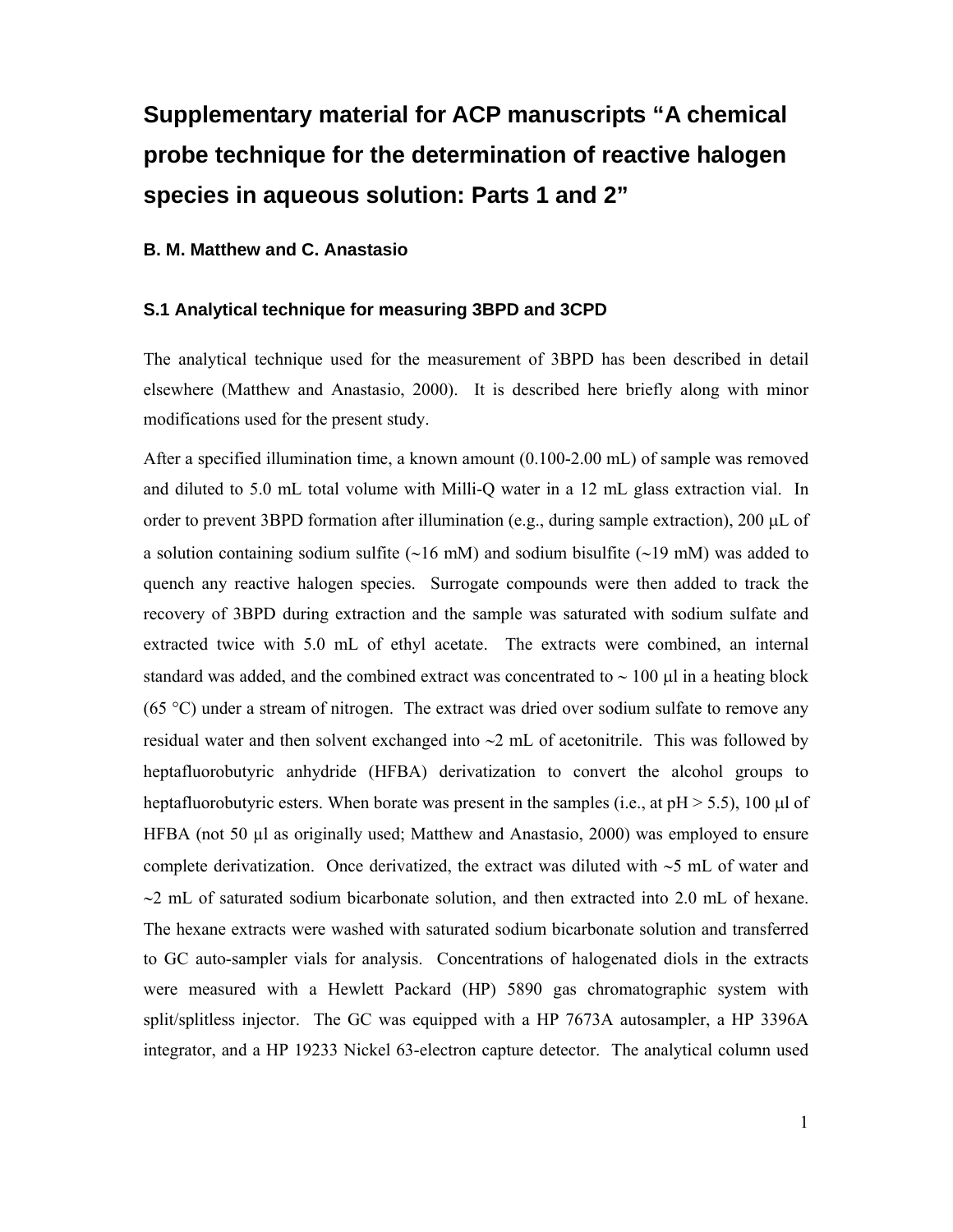# Supplementary material for ACP manuscripts "A chemical probe technique for the determination of reactive halogen species in aqueous solution: Parts 1 and 2"

**B. M. Matthew and C. Anastasio**

### S.1 Analytical technique for measuring 3BPD and 3CPD

The analytical technique used for the measurement of 3BPD has been described in detail elsewhere (Matthew and Anastasio, 2000). It is described here briefly along with minor modifications used for the present study.

After a specified illumination time, a known amount (0.100-2.00 mL) of sample was removed and diluted to 5.0 mL total volume with Milli-Q water in a 12 mL glass extraction vial. In order to prevent 3BPD formation after illumination (e.g., during sample extraction), 200 μL of a solution containing sodium sulfite (~16 mM) and sodium bisulfite (~19 mM) was added to quench any reactive halogen species. Surrogate compounds were then added to track the recovery of 3BPD during extraction and the sample was saturated with sodium sulfate and extracted twice with 5.0 mL of ethyl acetate. The extracts were combined, an internal standard was added, and the combined extract was concentrated to ~ 100 μl in a heating block (65 °C) under a stream of nitrogen. The extract was dried over sodium sulfate to remove any residual water and then solvent exchanged into ~2 mL of acetonitrile. This was followed by heptafluorobutyric anhydride (HFBA) derivatization to convert the alcohol groups to heptafluorobutyric esters. When borate was present in the samples (i.e., at pH > 5.5), 100 μl of HFBA (not 50 μl as originally used; Matthew and Anastasio, 2000) was employed to ensure complete derivatization. Once derivatized, the extract was diluted with ~5 mL of water and ~2 mL of saturated sodium bicarbonate solution, and then extracted into 2.0 mL of hexane. The hexane extracts were washed with saturated sodium bicarbonate solution and transferred to GC auto-sampler vials for analysis. Concentrations of halogenated diols in the extracts were measured with a Hewlett Packard (HP) 5890 gas chromatographic system with split/splitless injector. The GC was equipped with a HP 7673A autosampler, a HP 3396A integrator, and a HP 19233 Nickel 63-electron capture detector. The analytical column used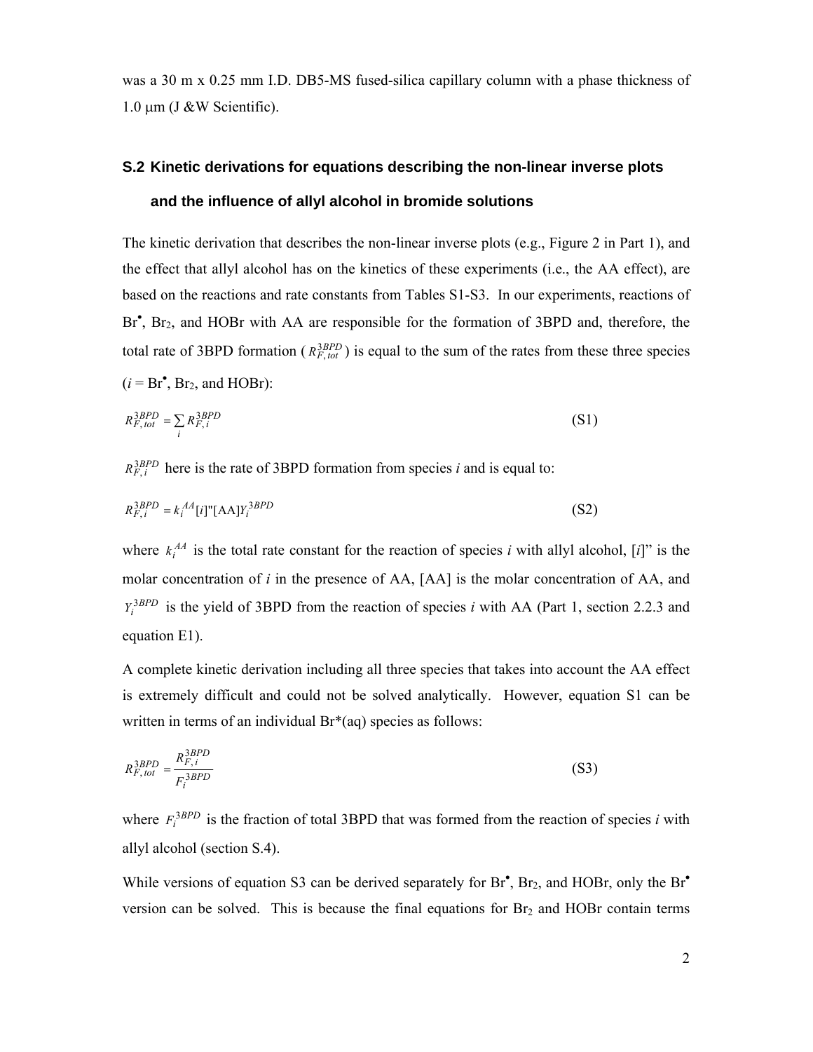was a 30 m x 0.25 mm I.D. DB5-MS fused-silica capillary column with a phase thickness of 1.0 μm (J &W Scientific).

## S.2 Kinetic derivations for equations describing the non-linear inverse plots and the influence of allyl alcohol in bromide solutions

The kinetic derivation that describes the non-linear inverse plots (e.g., Figure 2 in Part 1), and the effect that allyl alcohol has on the kinetics of these experiments (i.e., the AA effect), are based on the reactions and rate constants from Tables S1-S3. In our experiments, reactions of $Br^{\bullet}$, $Br_2$, and HOBr with AA are responsible for the formation of 3BPD and, therefore, the total rate of 3BPD formation ($R_{F,tot}^{3BPD}$) is equal to the sum of the rates from these three species ($i = Br^{\bullet}$, $Br_2$, and HOBr):

$$R_{F,tot}^{3BPD} = \sum_{i} R_{F,i}^{3BPD} \tag{S1}$$

$R_{F,i}^{3BPD}$ here is the rate of 3BPD formation from species *i* and is equal to:

$$R_{F,i}^{3BPD} = k_i^{AA}[i]''[\mathrm{AA}]Y_i^{3BPD} \tag{S2}$$

where $k_i^{AA}$ is the total rate constant for the reaction of species *i* with allyl alcohol, [*i*]" is the molar concentration of *i* in the presence of AA, [AA] is the molar concentration of AA, and $Y_i^{3BPD}$ is the yield of 3BPD from the reaction of species *i* with AA (Part 1, section 2.2.3 and equation E1).

A complete kinetic derivation including all three species that takes into account the AA effect is extremely difficult and could not be solved analytically. However, equation S1 can be written in terms of an individual Br*(aq) species as follows:

$$R_{F,tot}^{3BPD} = \frac{R_{F,i}^{3BPD}}{F_i^{3BPD}} \tag{S3}$$

where $F_i^{3BPD}$ is the fraction of total 3BPD that was formed from the reaction of species *i* with allyl alcohol (section S.4).

While versions of equation S3 can be derived separately for $Br^{\bullet}$, $Br_2$, and HOBr, only the $Br^{\bullet}$ version can be solved. This is because the final equations for $Br_2$ and HOBr contain terms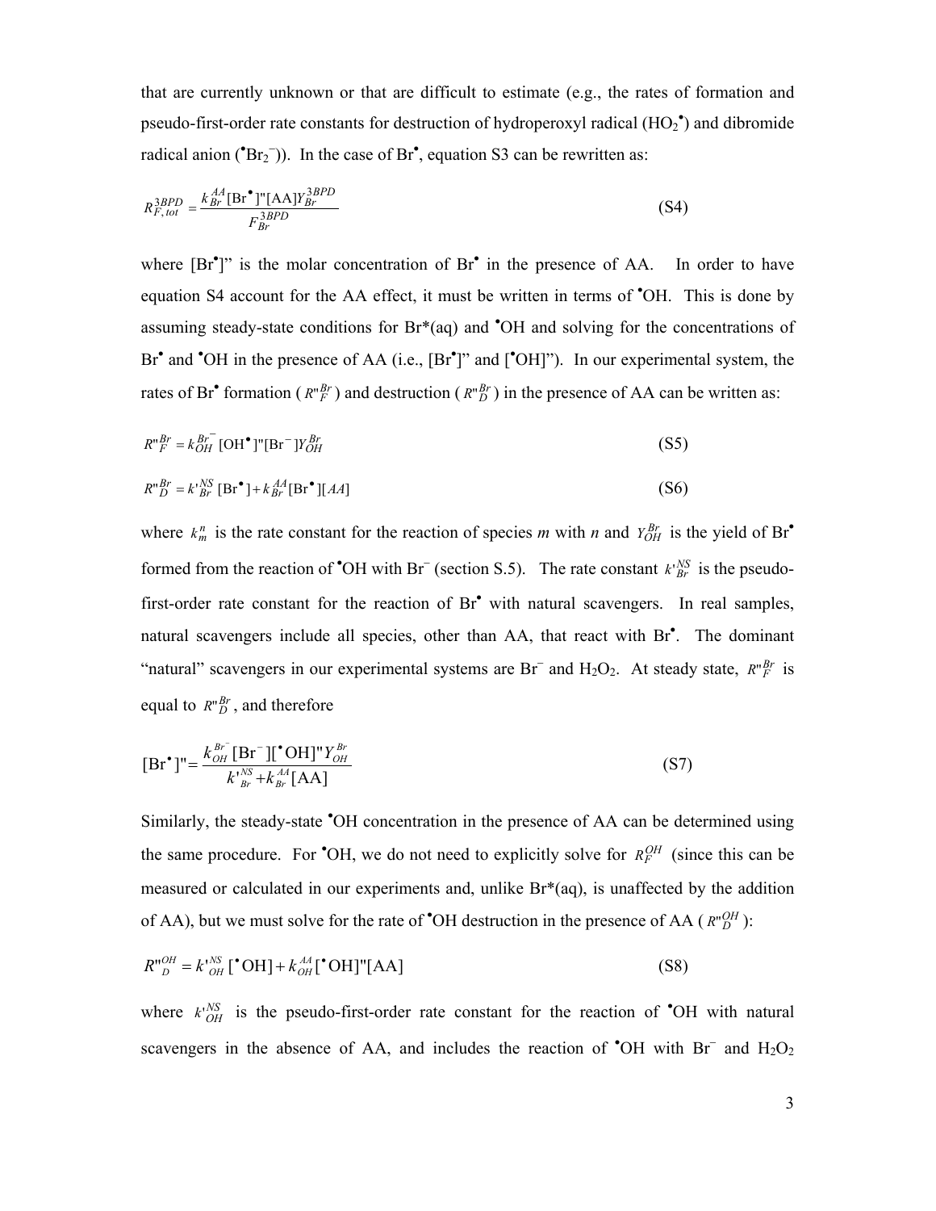that are currently unknown or that are difficult to estimate (e.g., the rates of formation and pseudo-first-order rate constants for destruction of hydroperoxyl radical ($HO_2^{\bullet}$) and dibromide radical anion ($^{\bullet}Br_2^{-}$)). In the case of $Br^{\bullet}$, equation S3 can be rewritten as:

$$R_{F,tot}^{3BPD} = \frac{k_{Br}^{AA}[\mathrm{Br}^{\bullet}]''[\mathrm{AA}]Y_{Br}^{3BPD}}{F_{Br}^{3BPD}} \tag{S4}$$

where $[Br^{\bullet}]''$ is the molar concentration of $Br^{\bullet}$ in the presence of AA. In order to have equation S4 account for the AA effect, it must be written in terms of $^{\bullet}OH$. This is done by assuming steady-state conditions for Br*(aq) and $^{\bullet}OH$ and solving for the concentrations of $Br^{\bullet}$ and $^{\bullet}OH$ in the presence of AA (i.e., $[Br^{\bullet}]''$ and $[^{\bullet}OH]''$). In our experimental system, the rates of $Br^{\bullet}$ formation ($R''^{Br}_{F}$) and destruction ($R''^{Br}_{D}$) in the presence of AA can be written as:

$$R''^{Br}_{F} = k_{OH}^{Br^{-}}[\mathrm{OH}^{\bullet}]''[\mathrm{Br}^{-}]Y_{OH}^{Br} \tag{S5}$$

$$R''^{Br}_{D} = k'^{NS}_{Br}[\mathrm{Br}^{\bullet}] + k_{Br}^{AA}[\mathrm{Br}^{\bullet}][AA] \tag{S6}$$

where $k_m^n$ is the rate constant for the reaction of species *m* with *n* and $Y_{OH}^{Br}$ is the yield of $Br^{\bullet}$ formed from the reaction of $^{\bullet}OH$ with $Br^{-}$ (section S.5). The rate constant $k'^{NS}_{Br}$ is the pseudo-first-order rate constant for the reaction of $Br^{\bullet}$ with natural scavengers. In real samples, natural scavengers include all species, other than AA, that react with $Br^{\bullet}$. The dominant "natural" scavengers in our experimental systems are $Br^{-}$ and $H_2O_2$. At steady state, $R''^{Br}_{F}$ is equal to $R''^{Br}_{D}$, and therefore

$$[\mathrm{Br}^{\bullet}]'' = \frac{k_{OH}^{Br^{-}}[\mathrm{Br}^{-}][^{\bullet}\mathrm{OH}]''Y_{OH}^{Br}}{k'^{NS}_{Br} + k_{Br}^{AA}[\mathrm{AA}]} \tag{S7}$$

Similarly, the steady-state $^{\bullet}OH$ concentration in the presence of AA can be determined using the same procedure. For $^{\bullet}OH$, we do not need to explicitly solve for $R_F^{OH}$ (since this can be measured or calculated in our experiments and, unlike Br*(aq), is unaffected by the addition of AA), but we must solve for the rate of $^{\bullet}OH$ destruction in the presence of AA ($R''^{OH}_{D}$):

$$R''^{OH}_{D} = k'^{NS}_{OH}[^{\bullet}\mathrm{OH}] + k_{OH}^{AA}[^{\bullet}\mathrm{OH}]''[\mathrm{AA}] \tag{S8}$$

where $k'^{NS}_{OH}$ is the pseudo-first-order rate constant for the reaction of $^{\bullet}OH$ with natural scavengers in the absence of AA, and includes the reaction of $^{\bullet}OH$ with $Br^{-}$ and $H_2O_2$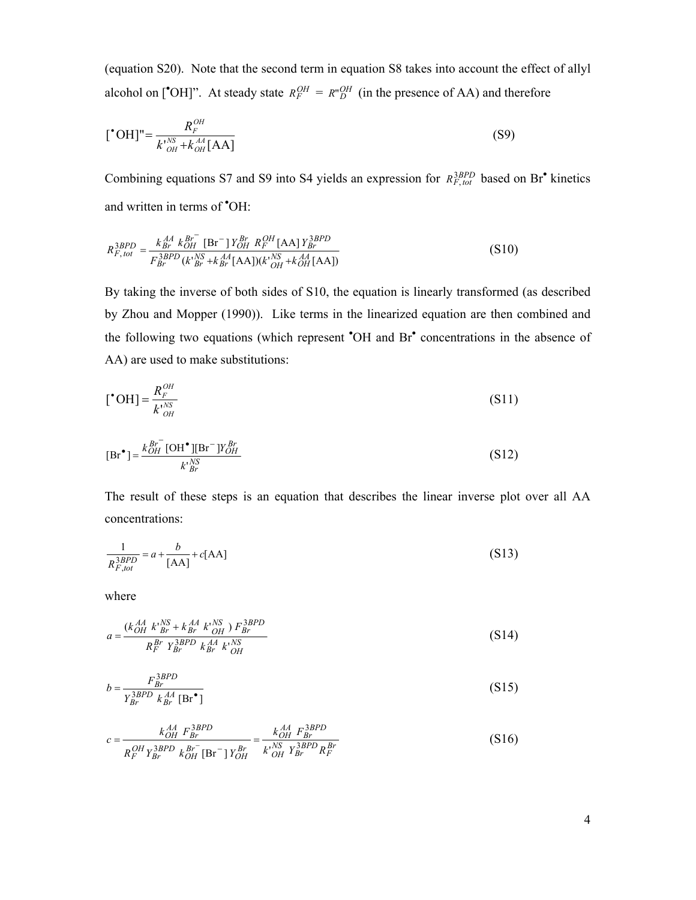(equation S20). Note that the second term in equation S8 takes into account the effect of allyl alcohol on [$^{\bullet}$OH]". At steady state $R_F^{OH} = R"_D^{OH}$ (in the presence of AA) and therefore

$$[^{\bullet}\text{OH}]" = \frac{R_F^{OH}}{k'^{NS}_{OH} + k^{AA}_{OH}[\text{AA}]} \tag{S9}$$

Combining equations S7 and S9 into S4 yields an expression for $R_{F,tot}^{3BPD}$ based on Br$^{\bullet}$ kinetics and written in terms of $^{\bullet}$OH:

$$R_{F,tot}^{3BPD} = \frac{k_{Br}^{AA}\ k_{OH}^{Br^-}\ [\text{Br}^-]\ Y_{OH}^{Br}\ R_F^{OH}\ [\text{AA}]\ Y_{Br}^{3BPD}}{F_{Br}^{3BPD}\ (k'^{NS}_{Br} + k_{Br}^{AA}[\text{AA}])(k'^{NS}_{OH} + k_{OH}^{AA}[\text{AA}])} \tag{S10}$$

By taking the inverse of both sides of S10, the equation is linearly transformed (as described by Zhou and Mopper (1990)). Like terms in the linearized equation are then combined and the following two equations (which represent $^{\bullet}$OH and Br$^{\bullet}$ concentrations in the absence of AA) are used to make substitutions:

$$[^{\bullet}\text{OH}] = \frac{R_F^{OH}}{k'^{NS}_{OH}} \tag{S11}$$

$$[\text{Br}^{\bullet}] = \frac{k_{OH}^{Br^-}\ [\text{OH}^{\bullet}][\text{Br}^-] Y_{OH}^{Br}}{k'^{NS}_{Br}} \tag{S12}$$

The result of these steps is an equation that describes the linear inverse plot over all AA concentrations:

$$\frac{1}{R_{F,tot}^{3BPD}} = a + \frac{b}{[\text{AA}]} + c[\text{AA}] \tag{S13}$$

where

$$a = \frac{(k_{OH}^{AA}\ k'^{NS}_{Br} + k_{Br}^{AA}\ k'^{NS}_{OH})\ F_{Br}^{3BPD}}{R_F^{Br}\ Y_{Br}^{3BPD}\ k_{Br}^{AA}\ k'^{NS}_{OH}} \tag{S14}$$

$$b = \frac{F_{Br}^{3BPD}}{Y_{Br}^{3BPD}\ k_{Br}^{AA}\ [\text{Br}^{\bullet}]} \tag{S15}$$

$$c = \frac{k_{OH}^{AA}\ F_{Br}^{3BPD}}{R_F^{OH}\ Y_{Br}^{3BPD}\ k_{OH}^{Br^-}\ [\text{Br}^-]\ Y_{OH}^{Br}} = \frac{k_{OH}^{AA}\ F_{Br}^{3BPD}}{k'^{NS}_{OH}\ Y_{Br}^{3BPD}\ R_F^{Br}} \tag{S16}$$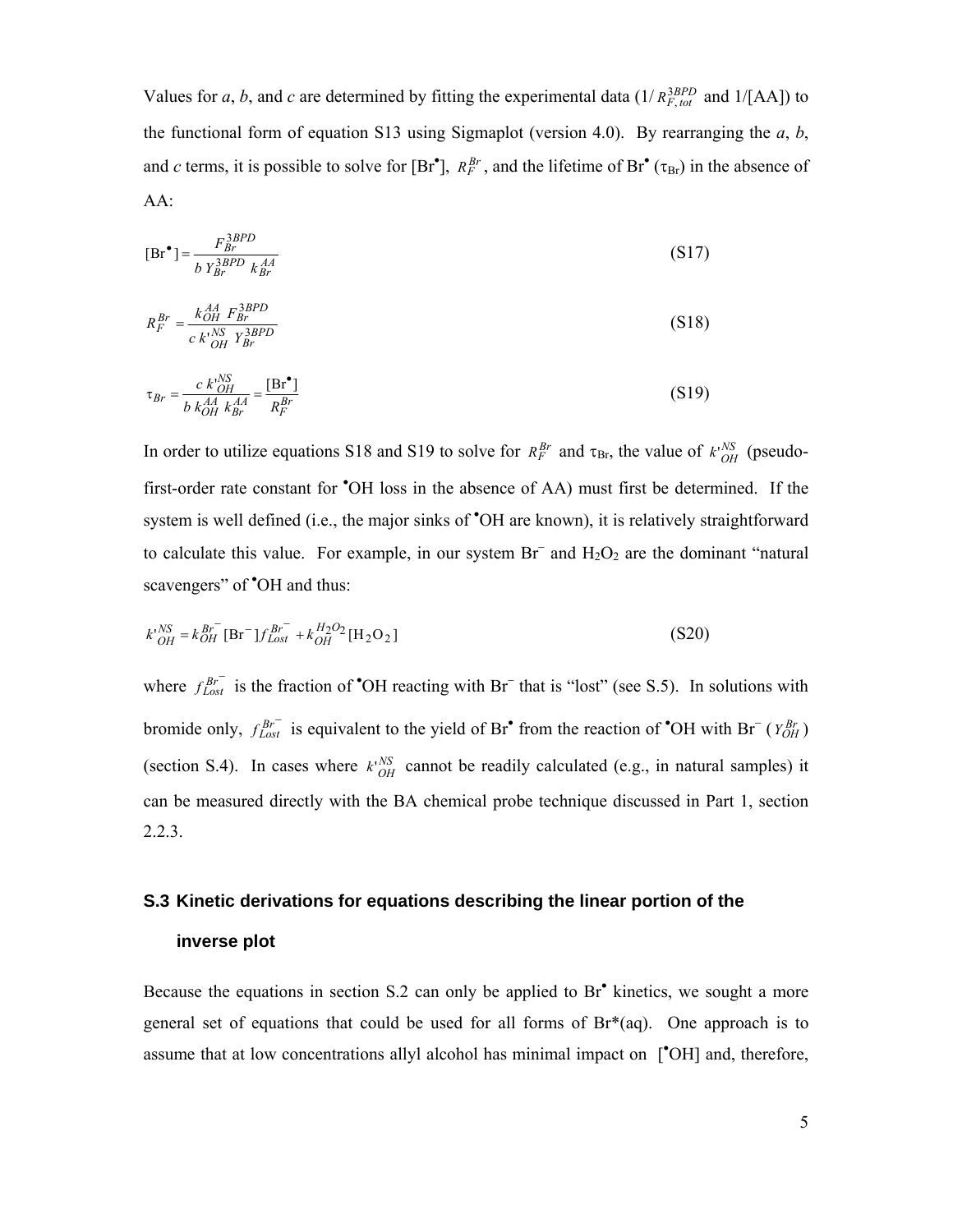Values for *a*, *b*, and *c* are determined by fitting the experimental data ($1/R_{F,tot}^{3BPD}$ and 1/[AA]) to the functional form of equation S13 using Sigmaplot (version 4.0). By rearranging the *a*, *b*, and *c* terms, it is possible to solve for [$Br^{\bullet}$], $R_F^{Br}$, and the lifetime of $Br^{\bullet}$ ($\tau_{Br}$) in the absence of AA:

$$[\mathrm{Br}^{\bullet}] = \frac{F_{Br}^{3BPD}}{b\, Y_{Br}^{3BPD}\; k_{Br}^{AA}} \tag{S17}$$

$$R_F^{Br} = \frac{k_{OH}^{AA}\; F_{Br}^{3BPD}}{c\, k'^{NS}_{OH}\; Y_{Br}^{3BPD}} \tag{S18}$$

$$\tau_{Br} = \frac{c\, k'^{NS}_{OH}}{b\, k_{OH}^{AA}\; k_{Br}^{AA}} = \frac{[\mathrm{Br}^{\bullet}]}{R_F^{Br}} \tag{S19}$$

In order to utilize equations S18 and S19 to solve for $R_F^{Br}$ and $\tau_{Br}$, the value of $k'^{NS}_{OH}$ (pseudo-first-order rate constant for $^{\bullet}OH$ loss in the absence of AA) must first be determined. If the system is well defined (i.e., the major sinks of $^{\bullet}OH$ are known), it is relatively straightforward to calculate this value. For example, in our system $Br^{-}$ and $H_2O_2$ are the dominant "natural scavengers" of $^{\bullet}OH$ and thus:

$$k'^{NS}_{OH} = k_{OH}^{Br^-}[\mathrm{Br}^-] f_{Lost}^{Br^-} + k_{OH}^{H_2O_2}[\mathrm{H_2O_2}] \tag{S20}$$

where $f_{Lost}^{Br^-}$ is the fraction of $^{\bullet}OH$ reacting with $Br^{-}$ that is "lost" (see S.5). In solutions with bromide only, $f_{Lost}^{Br^-}$ is equivalent to the yield of $Br^{\bullet}$ from the reaction of $^{\bullet}OH$ with $Br^{-}$ ($Y_{OH}^{Br}$) (section S.4). In cases where $k'^{NS}_{OH}$ cannot be readily calculated (e.g., in natural samples) it can be measured directly with the BA chemical probe technique discussed in Part 1, section 2.2.3.

## S.3 Kinetic derivations for equations describing the linear portion of the inverse plot

Because the equations in section S.2 can only be applied to $Br^{\bullet}$ kinetics, we sought a more general set of equations that could be used for all forms of Br*(aq). One approach is to assume that at low concentrations allyl alcohol has minimal impact on [$^{\bullet}OH$] and, therefore,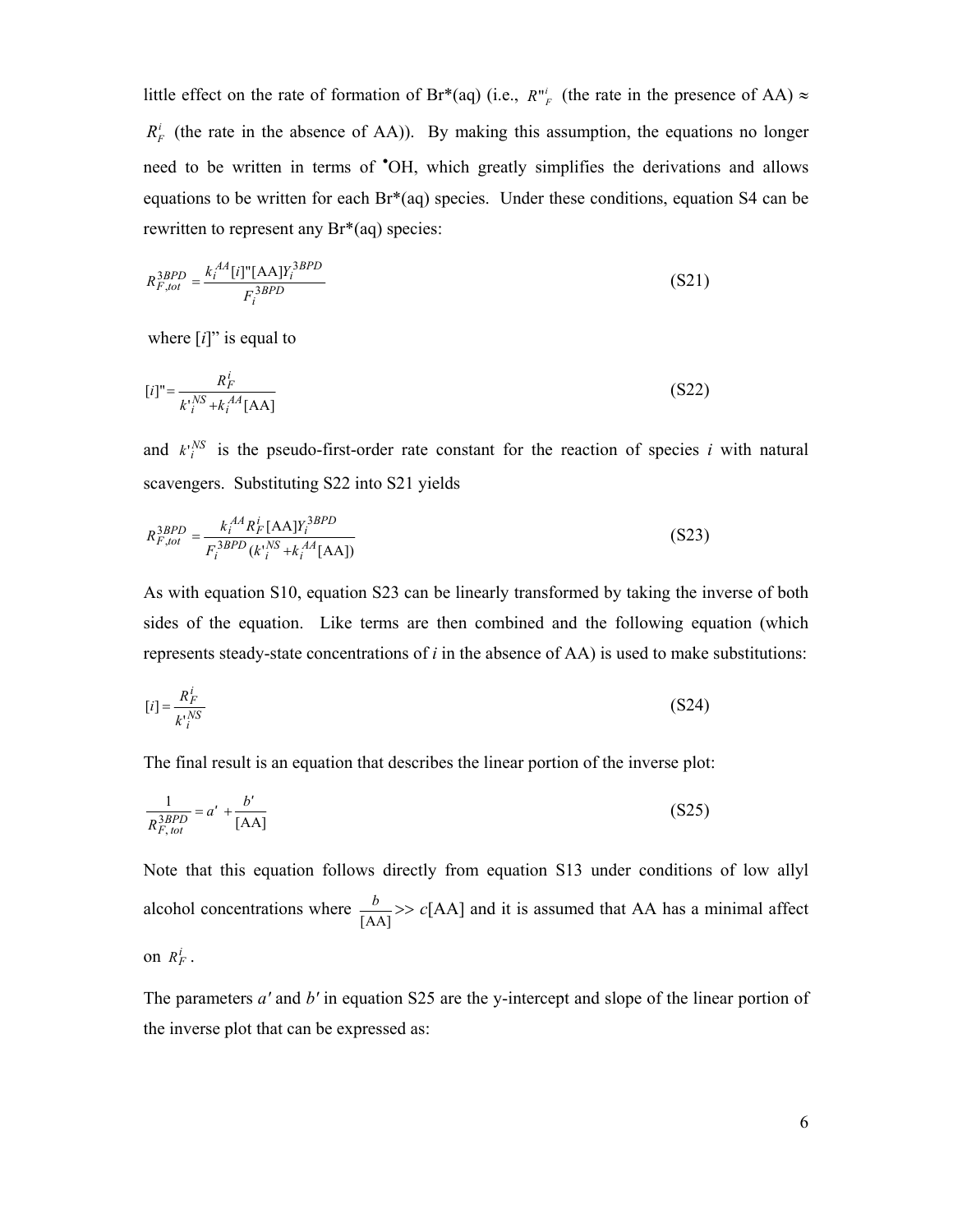little effect on the rate of formation of Br*(aq) (i.e., $R''^{i}_{F}$ (the rate in the presence of AA) ≈ $R^{i}_{F}$ (the rate in the absence of AA)). By making this assumption, the equations no longer need to be written in terms of $^{\bullet}$OH, which greatly simplifies the derivations and allows equations to be written for each Br*(aq) species. Under these conditions, equation S4 can be rewritten to represent any Br*(aq) species:

$$R^{3BPD}_{F,tot} = \frac{k_i^{AA}[i]''[\mathrm{AA}]Y_i^{3BPD}}{F_i^{3BPD}} \tag{S21}$$

where $[i]''$ is equal to

$$[i]'' = \frac{R^i_F}{k'^{NS}_i + k_i^{AA}[\mathrm{AA}]} \tag{S22}$$

and $k'^{NS}_i$ is the pseudo-first-order rate constant for the reaction of species *i* with natural scavengers. Substituting S22 into S21 yields

$$R^{3BPD}_{F,tot} = \frac{k_i^{AA} R^i_F [\mathrm{AA}] Y_i^{3BPD}}{F_i^{3BPD}(k'^{NS}_i + k_i^{AA}[\mathrm{AA}])} \tag{S23}$$

As with equation S10, equation S23 can be linearly transformed by taking the inverse of both sides of the equation. Like terms are then combined and the following equation (which represents steady-state concentrations of *i* in the absence of AA) is used to make substitutions:

$$[i] = \frac{R^i_F}{k'^{NS}_i} \tag{S24}$$

The final result is an equation that describes the linear portion of the inverse plot:

$$\frac{1}{R^{3BPD}_{F,tot}} = a' + \frac{b'}{[\mathrm{AA}]} \tag{S25}$$

Note that this equation follows directly from equation S13 under conditions of low allyl alcohol concentrations where $\frac{b}{[\mathrm{AA}]} >> c[\mathrm{AA}]$ and it is assumed that AA has a minimal affect on $R^i_F$.

The parameters $a'$ and $b'$ in equation S25 are the y-intercept and slope of the linear portion of the inverse plot that can be expressed as: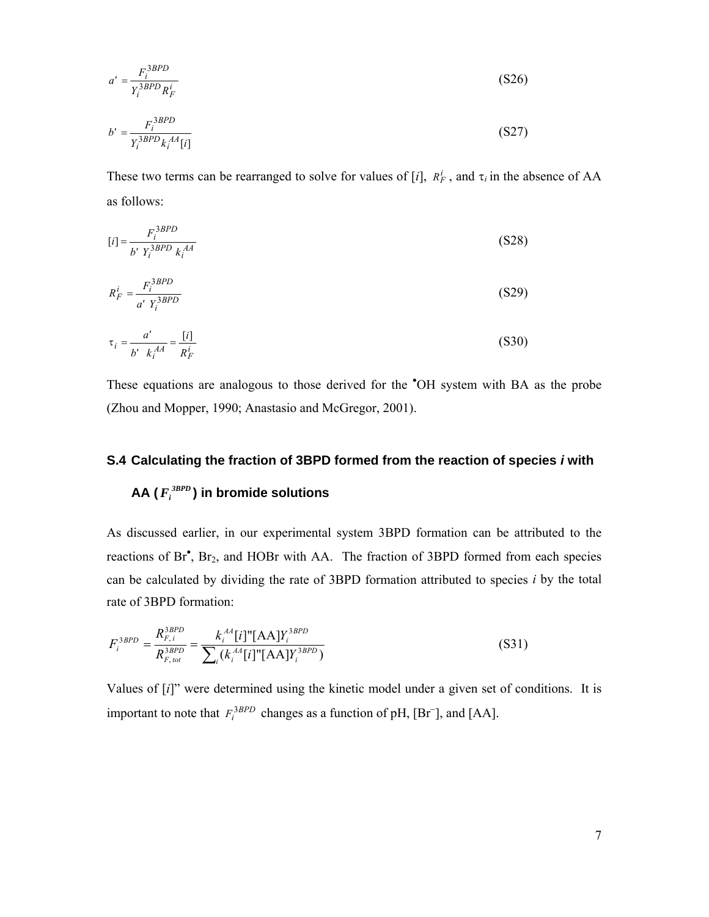$$a' = \frac{F_i^{3BPD}}{Y_i^{3BPD} R_F^i} \tag{S26}$$

$$b' = \frac{F_i^{3BPD}}{Y_i^{3BPD} k_i^{AA} [i]} \tag{S27}$$

These two terms can be rearranged to solve for values of [*i*], $R_F^i$, and $\tau_i$ in the absence of AA as follows:

$$[i] = \frac{F_i^{3BPD}}{b' \; Y_i^{3BPD} \; k_i^{AA}} \tag{S28}$$

$$R_F^i = \frac{F_i^{3BPD}}{a' \; Y_i^{3BPD}} \tag{S29}$$

$$\tau_i = \frac{a'}{b' \; k_i^{AA}} = \frac{[i]}{R_F^i} \tag{S30}$$

These equations are analogous to those derived for the $^{\bullet}$OH system with BA as the probe (Zhou and Mopper, 1990; Anastasio and McGregor, 2001).

## S.4 Calculating the fraction of 3BPD formed from the reaction of species *i* with AA ($F_i^{3BPD}$) in bromide solutions

As discussed earlier, in our experimental system 3BPD formation can be attributed to the reactions of $Br^{\bullet}$, $Br_2$, and HOBr with AA. The fraction of 3BPD formed from each species can be calculated by dividing the rate of 3BPD formation attributed to species *i* by the total rate of 3BPD formation:

$$F_i^{3BPD} = \frac{R_{F,i}^{3BPD}}{R_{F,tot}^{3BPD}} = \frac{k_i^{AA}[i]''[\mathrm{AA}]Y_i^{3BPD}}{\sum_i (k_i^{AA}[i]''[\mathrm{AA}]Y_i^{3BPD})} \tag{S31}$$

Values of [*i*]” were determined using the kinetic model under a given set of conditions. It is important to note that $F_i^{3BPD}$ changes as a function of pH, [$Br^-$], and [AA].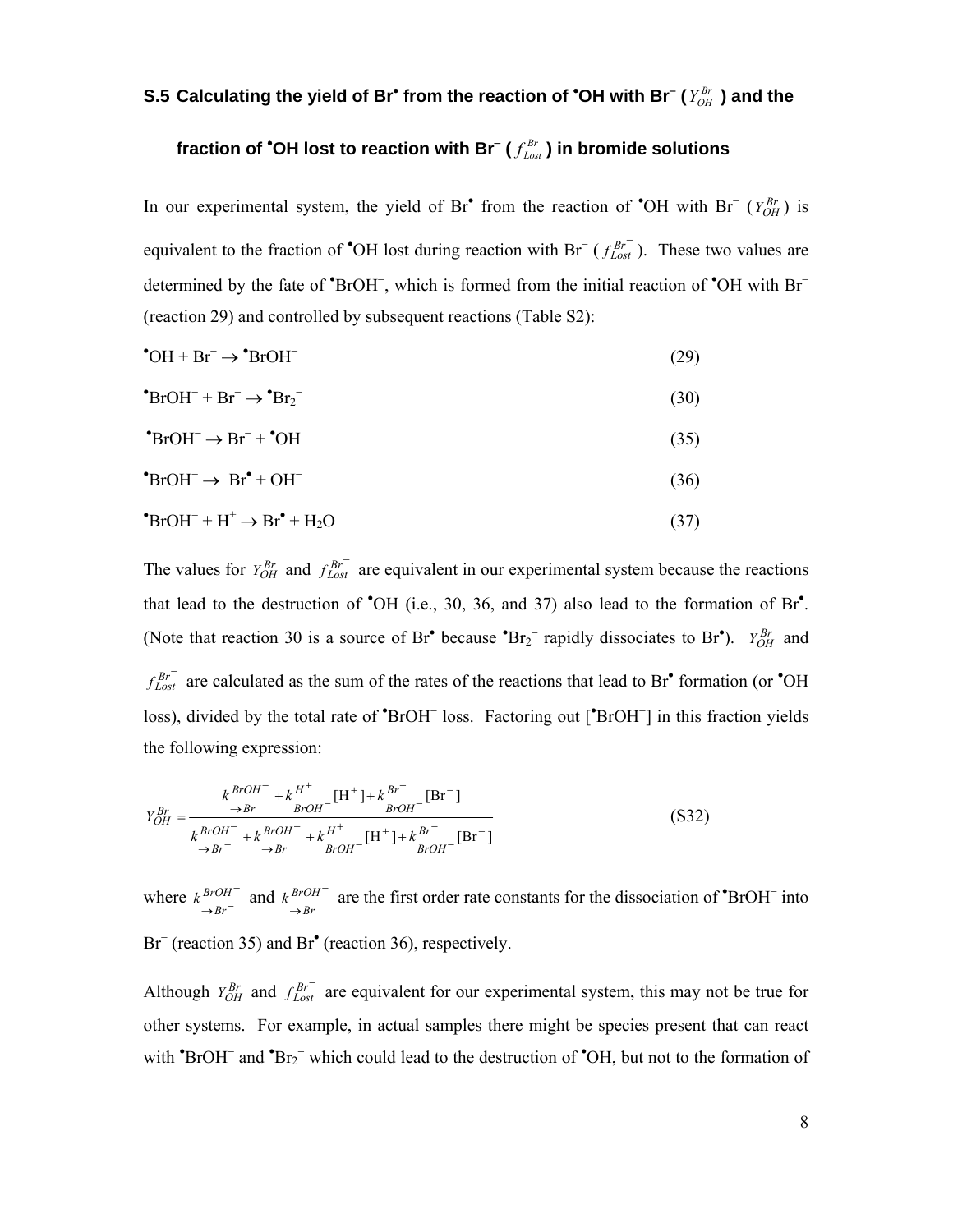## S.5 Calculating the yield of Br$^{\bullet}$ from the reaction of $^{\bullet}$OH with Br$^{-}$ ($Y_{OH}^{Br}$) and the fraction of $^{\bullet}$OH lost to reaction with Br$^{-}$ ($f_{Lost}^{Br^-}$) in bromide solutions

In our experimental system, the yield of Br$^{\bullet}$ from the reaction of $^{\bullet}$OH with Br$^{-}$ ($Y_{OH}^{Br}$) is equivalent to the fraction of $^{\bullet}$OH lost during reaction with Br$^{-}$ ($f_{Lost}^{Br^-}$). These two values are determined by the fate of $^{\bullet}$BrOH$^{-}$, which is formed from the initial reaction of $^{\bullet}$OH with Br$^{-}$ (reaction 29) and controlled by subsequent reactions (Table S2):

$$^{\bullet}\text{OH} + \text{Br}^- \rightarrow {}^{\bullet}\text{BrOH}^- \tag{29}$$

$$^{\bullet}\text{BrOH}^- + \text{Br}^- \rightarrow {}^{\bullet}\text{Br}_2^- \tag{30}$$

$$^{\bullet}\text{BrOH}^- \rightarrow \text{Br}^- + {}^{\bullet}\text{OH} \tag{35}$$

$$^{\bullet}\text{BrOH}^- \rightarrow \text{Br}^{\bullet} + \text{OH}^- \tag{36}$$

$$^{\bullet}\text{BrOH}^- + \text{H}^+ \rightarrow \text{Br}^{\bullet} + \text{H}_2\text{O} \tag{37}$$

The values for $Y_{OH}^{Br}$ and $f_{Lost}^{Br^-}$ are equivalent in our experimental system because the reactions that lead to the destruction of $^{\bullet}$OH (i.e., 30, 36, and 37) also lead to the formation of Br$^{\bullet}$. (Note that reaction 30 is a source of Br$^{\bullet}$ because $^{\bullet}$Br$_2^{-}$ rapidly dissociates to Br$^{\bullet}$). $Y_{OH}^{Br}$ and $f_{Lost}^{Br^-}$ are calculated as the sum of the rates of the reactions that lead to Br$^{\bullet}$ formation (or $^{\bullet}$OH loss), divided by the total rate of $^{\bullet}$BrOH$^{-}$ loss. Factoring out [$^{\bullet}$BrOH$^{-}$] in this fraction yields the following expression:

$$Y_{OH}^{Br} = \frac{k_{\rightarrow Br}^{BrOH^-} + k_{BrOH^-}^{H^+}[\text{H}^+] + k_{BrOH^-}^{Br^-}[\text{Br}^-]}{k_{\rightarrow Br^-}^{BrOH^-} + k_{\rightarrow Br}^{BrOH^-} + k_{BrOH^-}^{H^+}[\text{H}^+] + k_{BrOH^-}^{Br^-}[\text{Br}^-]} \tag{S32}$$

where $k_{\rightarrow Br^-}^{BrOH^-}$ and $k_{\rightarrow Br}^{BrOH^-}$ are the first order rate constants for the dissociation of $^{\bullet}$BrOH$^{-}$ into Br$^{-}$ (reaction 35) and Br$^{\bullet}$ (reaction 36), respectively.

Although $Y_{OH}^{Br}$ and $f_{Lost}^{Br^-}$ are equivalent for our experimental system, this may not be true for other systems. For example, in actual samples there might be species present that can react with $^{\bullet}$BrOH$^{-}$ and $^{\bullet}$Br$_2^{-}$ which could lead to the destruction of $^{\bullet}$OH, but not to the formation of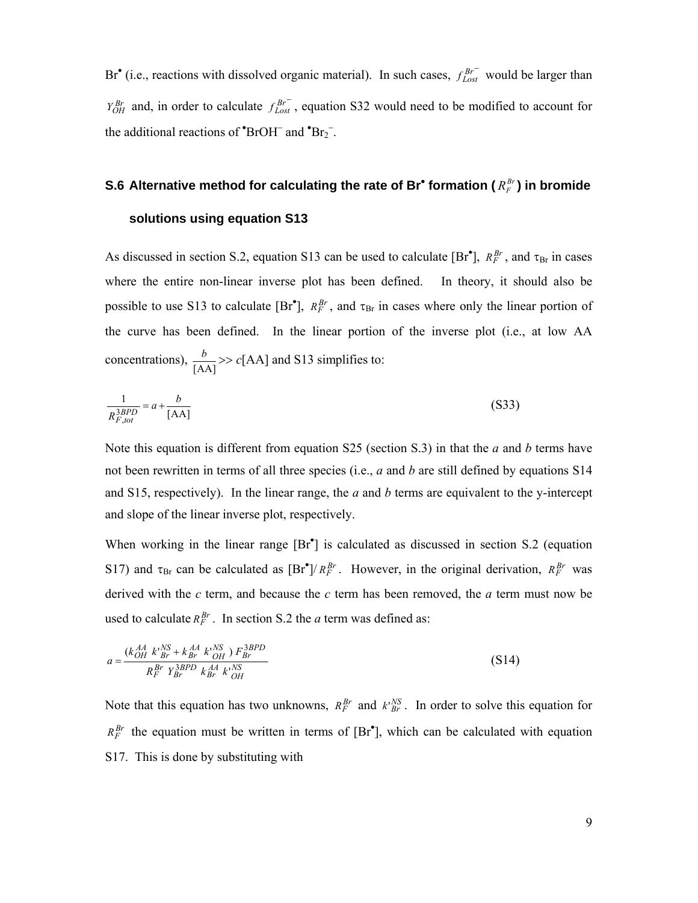$Br^{\bullet}$ (i.e., reactions with dissolved organic material). In such cases, $f_{Lost}^{Br^-}$ would be larger than $Y_{OH}^{Br}$ and, in order to calculate $f_{Lost}^{Br^-}$, equation S32 would need to be modified to account for the additional reactions of $^{\bullet}BrOH^-$ and $^{\bullet}Br_2^-$.

## S.6 Alternative method for calculating the rate of Br• formation ($R_F^{Br}$) in bromide solutions using equation S13

As discussed in section S.2, equation S13 can be used to calculate [$Br^{\bullet}$], $R_F^{Br}$, and $\tau_{Br}$ in cases where the entire non-linear inverse plot has been defined. In theory, it should also be possible to use S13 to calculate [$Br^{\bullet}$], $R_F^{Br}$, and $\tau_{Br}$ in cases where only the linear portion of the curve has been defined. In the linear portion of the inverse plot (i.e., at low AA concentrations), $\frac{b}{[\mathrm{AA}]} >> c[\mathrm{AA}]$ and S13 simplifies to:

$$\frac{1}{R_{F,tot}^{3BPD}} = a + \frac{b}{[\mathrm{AA}]} \tag{S33}$$

Note this equation is different from equation S25 (section S.3) in that the *a* and *b* terms have not been rewritten in terms of all three species (i.e., *a* and *b* are still defined by equations S14 and S15, respectively). In the linear range, the *a* and *b* terms are equivalent to the y-intercept and slope of the linear inverse plot, respectively.

When working in the linear range [$Br^{\bullet}$] is calculated as discussed in section S.2 (equation S17) and $\tau_{Br}$ can be calculated as [$Br^{\bullet}$]/$R_F^{Br}$. However, in the original derivation, $R_F^{Br}$ was derived with the *c* term, and because the *c* term has been removed, the *a* term must now be used to calculate $R_F^{Br}$. In section S.2 the *a* term was defined as:

$$a = \frac{(k_{OH}^{AA}\ k'^{NS}_{Br} + k_{Br}^{AA}\ k'^{NS}_{OH})\ F_{Br}^{3BPD}}{R_F^{Br}\ Y_{Br}^{3BPD}\ k_{Br}^{AA}\ k'^{NS}_{OH}} \tag{S14}$$

Note that this equation has two unknowns, $R_F^{Br}$ and $k'^{NS}_{Br}$. In order to solve this equation for $R_F^{Br}$ the equation must be written in terms of [$Br^{\bullet}$], which can be calculated with equation S17. This is done by substituting with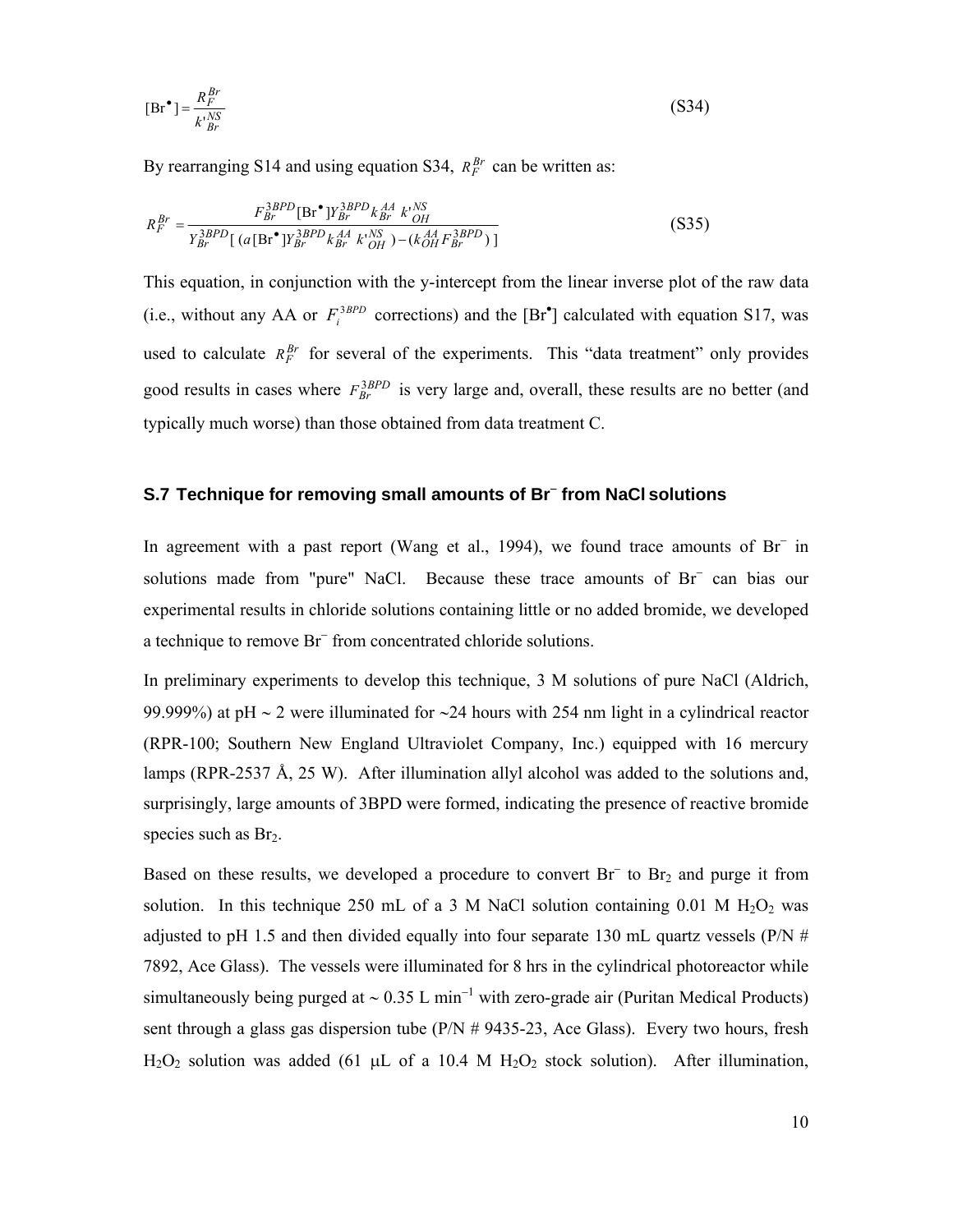$$[\mathrm{Br}^{\bullet}] = \frac{R_F^{Br}}{k'^{NS}_{Br}} \tag{S34}$$

By rearranging S14 and using equation S34, $R_F^{Br}$ can be written as:

$$R_F^{Br} = \frac{F_{Br}^{3BPD}[\mathrm{Br}^{\bullet}]Y_{Br}^{3BPD}k_{Br}^{AA}\ k'^{NS}_{OH}}{Y_{Br}^{3BPD}[\ (a[\mathrm{Br}^{\bullet}]Y_{Br}^{3BPD}k_{Br}^{AA}\ k'^{NS}_{OH}\ ) - (k_{OH}^{AA}F_{Br}^{3BPD}\ )\ ]} \tag{S35}$$

This equation, in conjunction with the y-intercept from the linear inverse plot of the raw data (i.e., without any AA or $F_i^{3BPD}$ corrections) and the [Br$^{\bullet}$] calculated with equation S17, was used to calculate $R_F^{Br}$ for several of the experiments. This "data treatment" only provides good results in cases where $F_{Br}^{3BPD}$ is very large and, overall, these results are no better (and typically much worse) than those obtained from data treatment C.

### S.7 Technique for removing small amounts of Br$^{-}$ from NaCl solutions

In agreement with a past report (Wang et al., 1994), we found trace amounts of Br$^{-}$ in solutions made from "pure" NaCl. Because these trace amounts of Br$^{-}$ can bias our experimental results in chloride solutions containing little or no added bromide, we developed a technique to remove Br$^{-}$ from concentrated chloride solutions.

In preliminary experiments to develop this technique, 3 M solutions of pure NaCl (Aldrich, 99.999%) at pH ~ 2 were illuminated for ~24 hours with 254 nm light in a cylindrical reactor (RPR-100; Southern New England Ultraviolet Company, Inc.) equipped with 16 mercury lamps (RPR-2537 Å, 25 W). After illumination allyl alcohol was added to the solutions and, surprisingly, large amounts of 3BPD were formed, indicating the presence of reactive bromide species such as $Br_2$.

Based on these results, we developed a procedure to convert Br$^{-}$ to $Br_2$ and purge it from solution. In this technique 250 mL of a 3 M NaCl solution containing 0.01 M $H_2O_2$ was adjusted to pH 1.5 and then divided equally into four separate 130 mL quartz vessels (P/N # 7892, Ace Glass). The vessels were illuminated for 8 hrs in the cylindrical photoreactor while simultaneously being purged at ~ 0.35 L min$^{-1}$ with zero-grade air (Puritan Medical Products) sent through a glass gas dispersion tube (P/N # 9435-23, Ace Glass). Every two hours, fresh $H_2O_2$ solution was added (61 μL of a 10.4 M $H_2O_2$ stock solution). After illumination,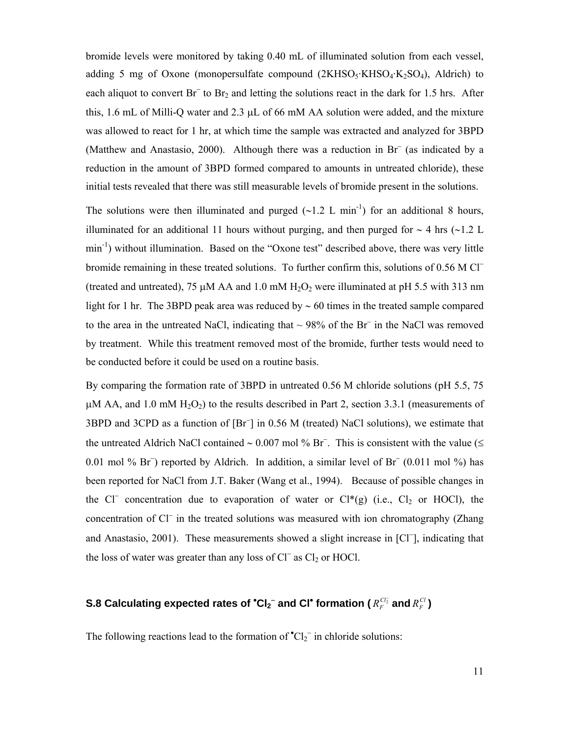bromide levels were monitored by taking 0.40 mL of illuminated solution from each vessel, adding 5 mg of Oxone (monopersulfate compound ($2KHSO_5{\cdot}KHSO_4{\cdot}K_2SO_4$), Aldrich) to each aliquot to convert $Br^-$ to $Br_2$ and letting the solutions react in the dark for 1.5 hrs. After this, 1.6 mL of Milli-Q water and 2.3 μL of 66 mM AA solution were added, and the mixture was allowed to react for 1 hr, at which time the sample was extracted and analyzed for 3BPD (Matthew and Anastasio, 2000). Although there was a reduction in $Br^-$ (as indicated by a reduction in the amount of 3BPD formed compared to amounts in untreated chloride), these initial tests revealed that there was still measurable levels of bromide present in the solutions.

The solutions were then illuminated and purged (~1.2 L min$^{-1}$) for an additional 8 hours, illuminated for an additional 11 hours without purging, and then purged for ~ 4 hrs (~1.2 L min$^{-1}$) without illumination. Based on the "Oxone test" described above, there was very little bromide remaining in these treated solutions. To further confirm this, solutions of 0.56 M $Cl^-$ (treated and untreated), 75 μM AA and 1.0 mM $H_2O_2$ were illuminated at pH 5.5 with 313 nm light for 1 hr. The 3BPD peak area was reduced by ~ 60 times in the treated sample compared to the area in the untreated NaCl, indicating that ~ 98% of the $Br^-$ in the NaCl was removed by treatment. While this treatment removed most of the bromide, further tests would need to be conducted before it could be used on a routine basis.

By comparing the formation rate of 3BPD in untreated 0.56 M chloride solutions (pH 5.5, 75 μM AA, and 1.0 mM $H_2O_2$) to the results described in Part 2, section 3.3.1 (measurements of 3BPD and 3CPD as a function of [$Br^-$] in 0.56 M (treated) NaCl solutions), we estimate that the untreated Aldrich NaCl contained ~ 0.007 mol % $Br^-$. This is consistent with the value (≤ 0.01 mol % $Br^-$) reported by Aldrich. In addition, a similar level of $Br^-$ (0.011 mol %) has been reported for NaCl from J.T. Baker (Wang et al., 1994). Because of possible changes in the $Cl^-$ concentration due to evaporation of water or Cl*(g) (i.e., $Cl_2$ or HOCl), the concentration of $Cl^-$ in the treated solutions was measured with ion chromatography (Zhang and Anastasio, 2001). These measurements showed a slight increase in [$Cl^-$], indicating that the loss of water was greater than any loss of $Cl^-$ as $Cl_2$ or HOCl.

## S.8 Calculating expected rates of $^{\bullet}Cl_2^-$ and $Cl^{\bullet}$ formation ($R_F^{Cl_2^-}$ and $R_F^{Cl}$)

The following reactions lead to the formation of $^{\bullet}Cl_2^-$ in chloride solutions: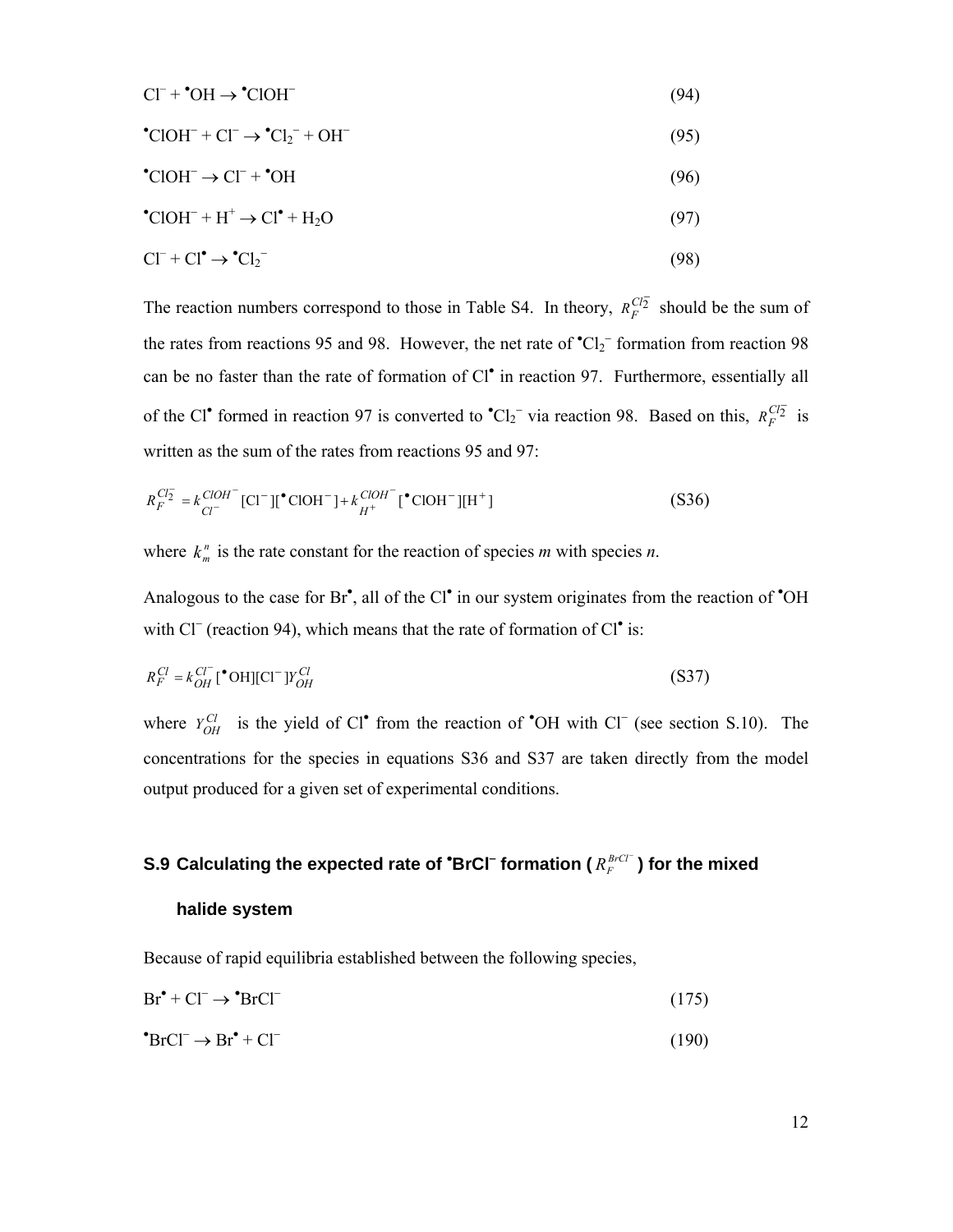$$Cl^- + {}^\bullet OH \rightarrow {}^\bullet ClOH^- \tag{94}$$

$${}^\bullet ClOH^- + Cl^- \rightarrow {}^\bullet Cl_2^- + OH^- \tag{95}$$

$${}^\bullet ClOH^- \rightarrow Cl^- + {}^\bullet OH \tag{96}$$

$${}^\bullet ClOH^- + H^+ \rightarrow Cl^\bullet + H_2O \tag{97}$$

$$Cl^- + Cl^\bullet \rightarrow {}^\bullet Cl_2^- \tag{98}$$

The reaction numbers correspond to those in Table S4. In theory, $R_F^{Cl_2^-}$ should be the sum of the rates from reactions 95 and 98. However, the net rate of ${}^\bullet Cl_2^-$ formation from reaction 98 can be no faster than the rate of formation of $Cl^\bullet$ in reaction 97. Furthermore, essentially all of the $Cl^\bullet$ formed in reaction 97 is converted to ${}^\bullet Cl_2^-$ via reaction 98. Based on this, $R_F^{Cl_2^-}$ is written as the sum of the rates from reactions 95 and 97:

$$R_F^{Cl_2^-} = k_{Cl^-}^{ClOH^-}[Cl^-][{}^\bullet ClOH^-] + k_{H^+}^{ClOH^-}[{}^\bullet ClOH^-][H^+] \tag{S36}$$

where $k_m^n$ is the rate constant for the reaction of species *m* with species *n*.

Analogous to the case for $Br^\bullet$, all of the $Cl^\bullet$ in our system originates from the reaction of ${}^\bullet OH$ with $Cl^-$ (reaction 94), which means that the rate of formation of $Cl^\bullet$ is:

$$R_F^{Cl} = k_{OH}^{Cl^-}[{}^\bullet OH][Cl^-]Y_{OH}^{Cl} \tag{S37}$$

where $Y_{OH}^{Cl}$ is the yield of $Cl^\bullet$ from the reaction of ${}^\bullet OH$ with $Cl^-$ (see section S.10). The concentrations for the species in equations S36 and S37 are taken directly from the model output produced for a given set of experimental conditions.

## S.9 Calculating the expected rate of ${}^\bullet BrCl^-$ formation ($R_F^{BrCl^-}$) for the mixed halide system

Because of rapid equilibria established between the following species,

$$Br^\bullet + Cl^- \rightarrow {}^\bullet BrCl^- \tag{175}$$

$${}^\bullet BrCl^- \rightarrow Br^\bullet + Cl^- \tag{190}$$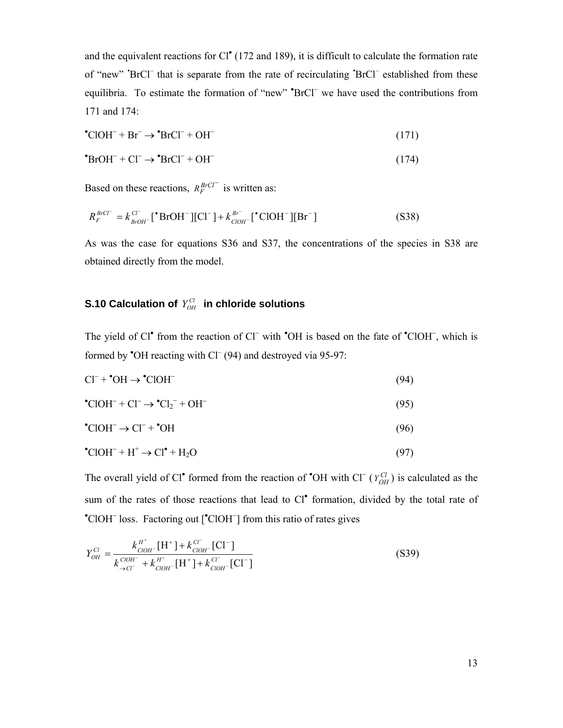and the equivalent reactions for $Cl^{\bullet}$ (172 and 189), it is difficult to calculate the formation rate of "new" $^{\bullet}BrCl^{-}$ that is separate from the rate of recirculating $^{\bullet}BrCl^{-}$ established from these equilibria. To estimate the formation of "new" $^{\bullet}BrCl^{-}$ we have used the contributions from 171 and 174:

$$^{\bullet}ClOH^{-} + Br^{-} \rightarrow {}^{\bullet}BrCl^{-} + OH^{-} \tag{171}$$

$$^{\bullet}BrOH^{-} + Cl^{-} \rightarrow {}^{\bullet}BrCl^{-} + OH^{-} \tag{174}$$

Based on these reactions, $R_F^{BrCl^-}$ is written as:

$$R_F^{BrCl^-} = k_{BrOH^-}^{Cl^-}[{}^{\bullet}\mathrm{BrOH}^-][\mathrm{Cl}^-] + k_{ClOH^-}^{Br^-}[{}^{\bullet}\mathrm{ClOH}^-][\mathrm{Br}^-] \tag{S38}$$

As was the case for equations S36 and S37, the concentrations of the species in S38 are obtained directly from the model.

## S.10 Calculation of $Y_{OH}^{Cl}$ in chloride solutions

The yield of $Cl^{\bullet}$ from the reaction of $Cl^{-}$ with $^{\bullet}OH$ is based on the fate of $^{\bullet}ClOH^{-}$, which is formed by $^{\bullet}OH$ reacting with $Cl^{-}$ (94) and destroyed via 95-97:

$$Cl^{-} + {}^{\bullet}OH \rightarrow {}^{\bullet}ClOH^{-} \tag{94}$$

$$^{\bullet}ClOH^{-} + Cl^{-} \rightarrow {}^{\bullet}Cl_2^{-} + OH^{-} \tag{95}$$

$$^{\bullet}ClOH^{-} \rightarrow Cl^{-} + {}^{\bullet}OH \tag{96}$$

$$^{\bullet}ClOH^{-} + H^{+} \rightarrow Cl^{\bullet} + H_2O \tag{97}$$

The overall yield of $Cl^{\bullet}$ formed from the reaction of $^{\bullet}OH$ with $Cl^{-}$ ($Y_{OH}^{Cl}$) is calculated as the sum of the rates of those reactions that lead to $Cl^{\bullet}$ formation, divided by the total rate of $^{\bullet}ClOH^{-}$ loss. Factoring out [$^{\bullet}ClOH^{-}$] from this ratio of rates gives

$$Y_{OH}^{Cl} = \frac{k_{ClOH^-}^{H^+}[\mathrm{H}^+] + k_{ClOH^-}^{Cl^-}[\mathrm{Cl}^-]}{k_{\rightarrow Cl^-}^{ClOH^-} + k_{ClOH^-}^{H^+}[\mathrm{H}^+] + k_{ClOH^-}^{Cl^-}[\mathrm{Cl}^-]} \tag{S39}$$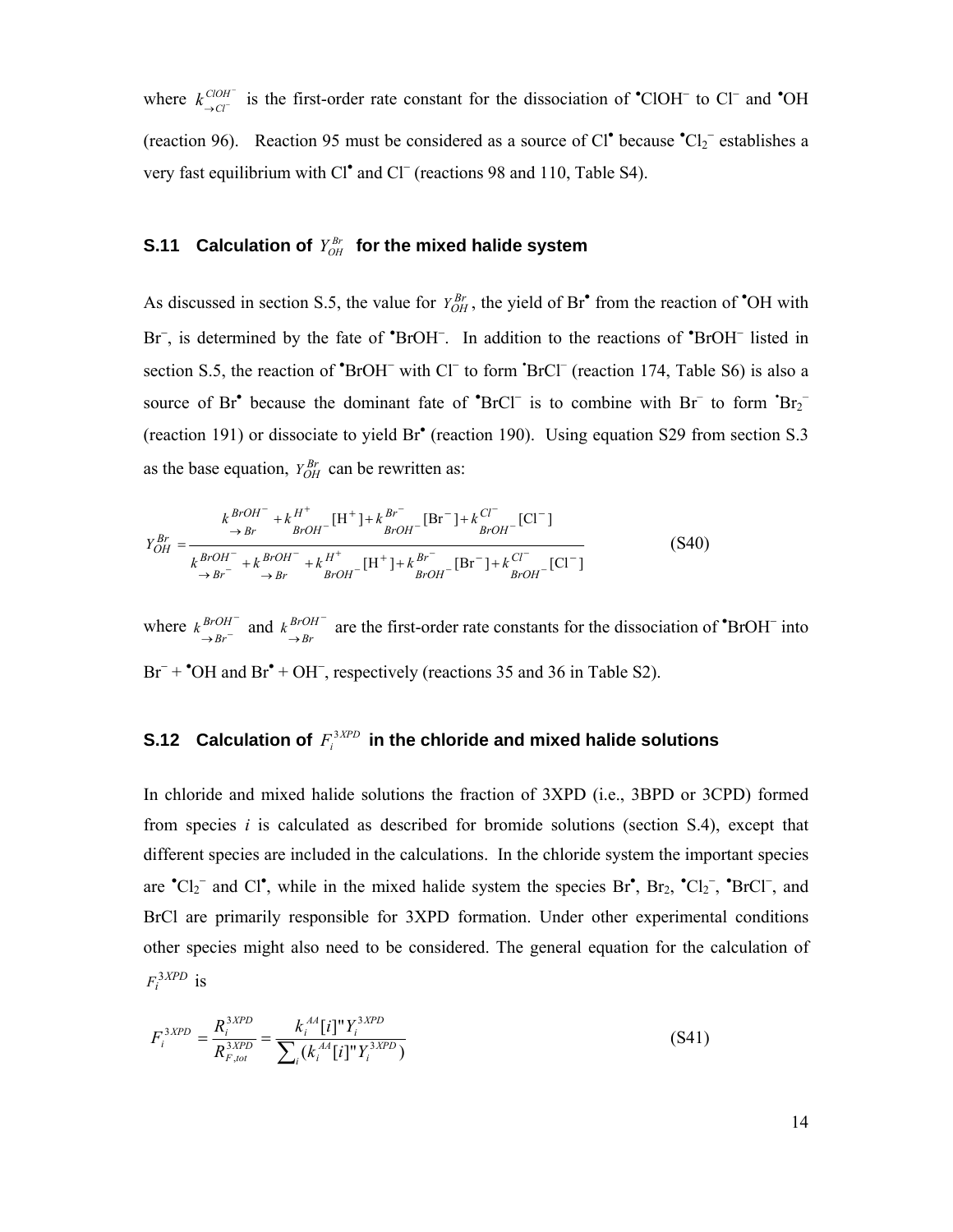where $k_{\rightarrow Cl^-}^{ClOH^-}$ is the first-order rate constant for the dissociation of $^\bullet ClOH^-$ to $Cl^-$ and $^\bullet OH$ (reaction 96). Reaction 95 must be considered as a source of $Cl^\bullet$ because $^\bullet Cl_2^-$ establishes a very fast equilibrium with $Cl^\bullet$ and $Cl^-$ (reactions 98 and 110, Table S4).

### S.11 Calculation of $Y_{OH}^{Br}$ for the mixed halide system

As discussed in section S.5, the value for $Y_{OH}^{Br}$, the yield of $Br^\bullet$ from the reaction of $^\bullet OH$ with $Br^-$, is determined by the fate of $^\bullet BrOH^-$. In addition to the reactions of $^\bullet BrOH^-$ listed in section S.5, the reaction of $^\bullet BrOH^-$ with $Cl^-$ to form $^\bullet BrCl^-$ (reaction 174, Table S6) is also a source of $Br^\bullet$ because the dominant fate of $^\bullet BrCl^-$ is to combine with $Br^-$ to form $^\bullet Br_2^-$ (reaction 191) or dissociate to yield $Br^\bullet$ (reaction 190). Using equation S29 from section S.3 as the base equation, $Y_{OH}^{Br}$ can be rewritten as:

$$Y_{OH}^{Br} = \frac{k_{\rightarrow Br}^{BrOH^-} + k_{BrOH^-}^{H^+}[\mathrm{H}^+] + k_{BrOH^-}^{Br^-}[\mathrm{Br}^-] + k_{BrOH^-}^{Cl^-}[\mathrm{Cl}^-]}{k_{\rightarrow Br^-}^{BrOH^-} + k_{\rightarrow Br}^{BrOH^-} + k_{BrOH^-}^{H^+}[\mathrm{H}^+] + k_{BrOH^-}^{Br^-}[\mathrm{Br}^-] + k_{BrOH^-}^{Cl^-}[\mathrm{Cl}^-]} \quad \text{(S40)}$$

where $k_{\rightarrow Br^-}^{BrOH^-}$ and $k_{\rightarrow Br}^{BrOH^-}$ are the first-order rate constants for the dissociation of $^\bullet BrOH^-$ into $Br^- + {}^\bullet OH$ and $Br^\bullet + OH^-$, respectively (reactions 35 and 36 in Table S2).

### S.12 Calculation of $F_i^{3XPD}$ in the chloride and mixed halide solutions

In chloride and mixed halide solutions the fraction of 3XPD (i.e., 3BPD or 3CPD) formed from species *i* is calculated as described for bromide solutions (section S.4), except that different species are included in the calculations. In the chloride system the important species are $^\bullet Cl_2^-$ and $Cl^\bullet$, while in the mixed halide system the species $Br^\bullet$, $Br_2$, $^\bullet Cl_2^-$, $^\bullet BrCl^-$, and BrCl are primarily responsible for 3XPD formation. Under other experimental conditions other species might also need to be considered. The general equation for the calculation of $F_i^{3XPD}$ is

$$F_i^{3XPD} = \frac{R_i^{3XPD}}{R_{F,tot}^{3XPD}} = \frac{k_i^{AA}[i]''Y_i^{3XPD}}{\sum_i (k_i^{AA}[i]''Y_i^{3XPD})} \quad \text{(S41)}$$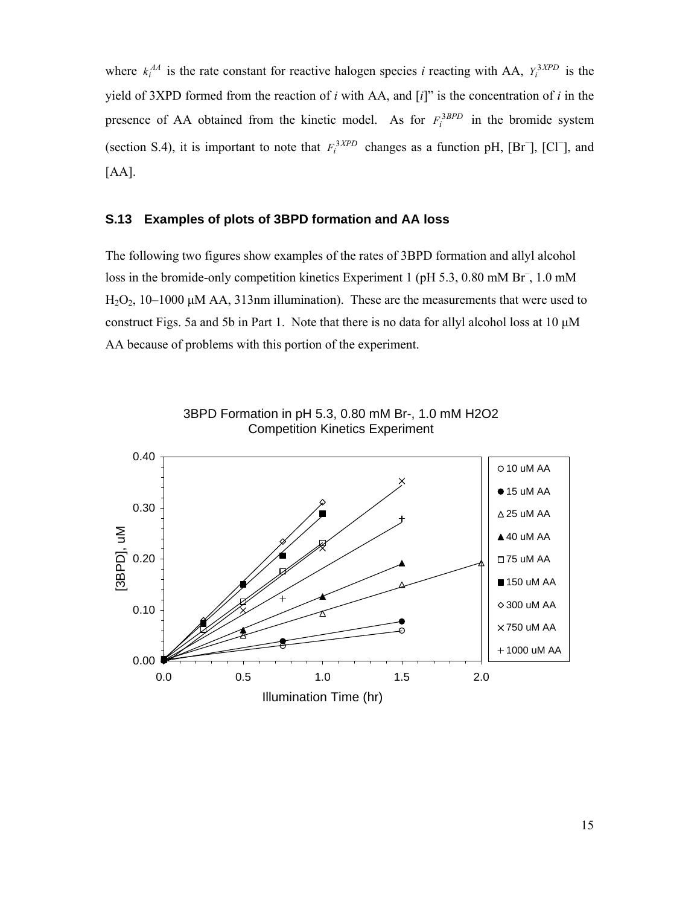where $k_i^{AA}$ is the rate constant for reactive halogen species *i* reacting with AA, $Y_i^{3XPD}$ is the yield of 3XPD formed from the reaction of *i* with AA, and [*i*]" is the concentration of *i* in the presence of AA obtained from the kinetic model. As for $F_i^{3BPD}$ in the bromide system (section S.4), it is important to note that $F_i^{3XPD}$ changes as a function pH, [$Br^-$], [$Cl^-$], and [AA].

### S.13 Examples of plots of 3BPD formation and AA loss

The following two figures show examples of the rates of 3BPD formation and allyl alcohol loss in the bromide-only competition kinetics Experiment 1 (pH 5.3, 0.80 mM $Br^-$, 1.0 mM $H_2O_2$, 10–1000 μM AA, 313nm illumination). These are the measurements that were used to construct Figs. 5a and 5b in Part 1. Note that there is no data for allyl alcohol loss at 10 μM AA because of problems with this portion of the experiment.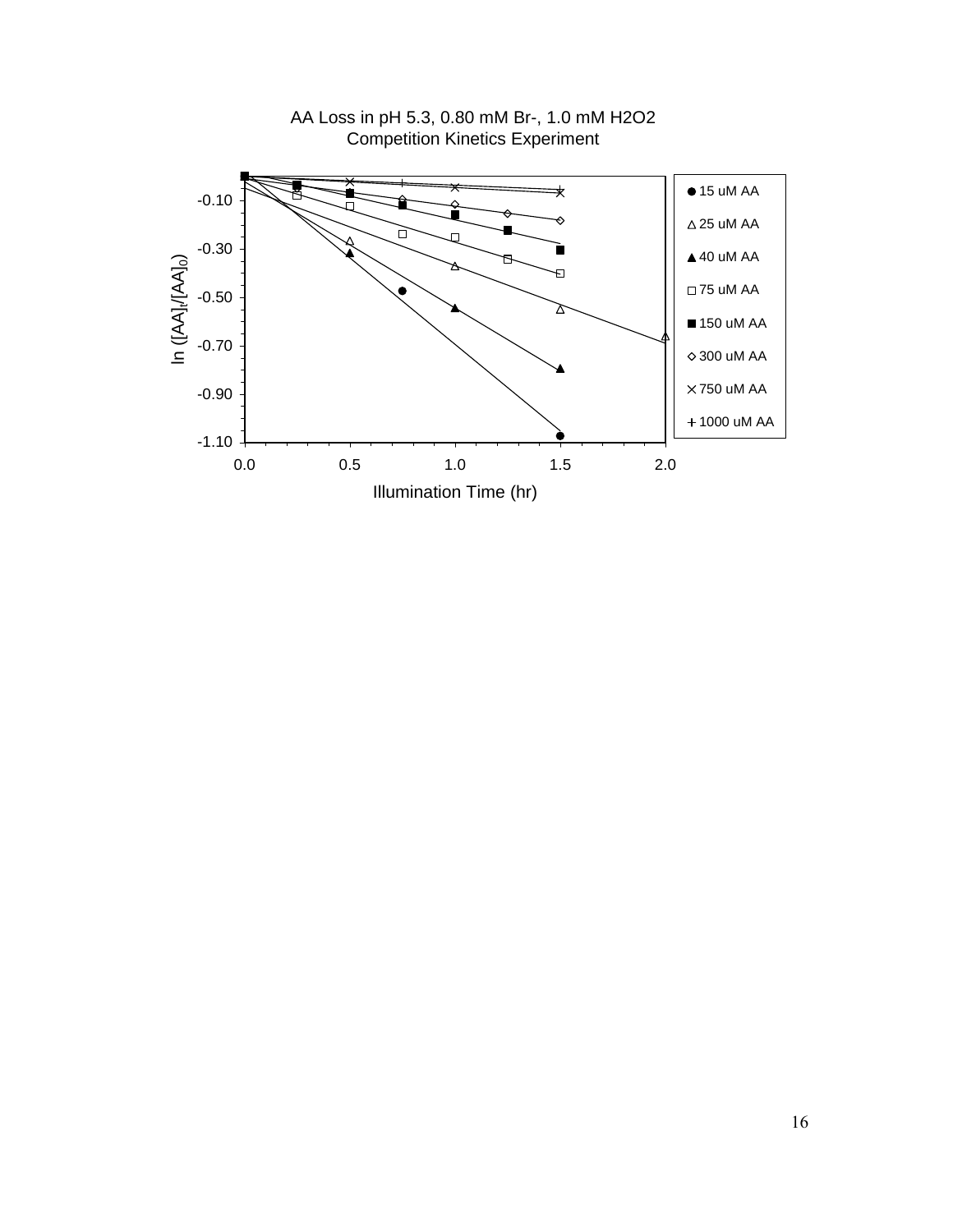AA Loss in pH 5.3, 0.80 mM Br-, 1.0 mM H2O2
Competition Kinetics Experiment

ln ([AA]$_t$/[AA]$_0$)

-0.10
-0.30
-0.50
-0.70
-0.90
-1.10

0.0
0.5
1.0
1.5
2.0

Illumination Time (hr)

15 uM AA
25 uM AA
40 uM AA
75 uM AA
150 uM AA
300 uM AA
750 uM AA
1000 uM AA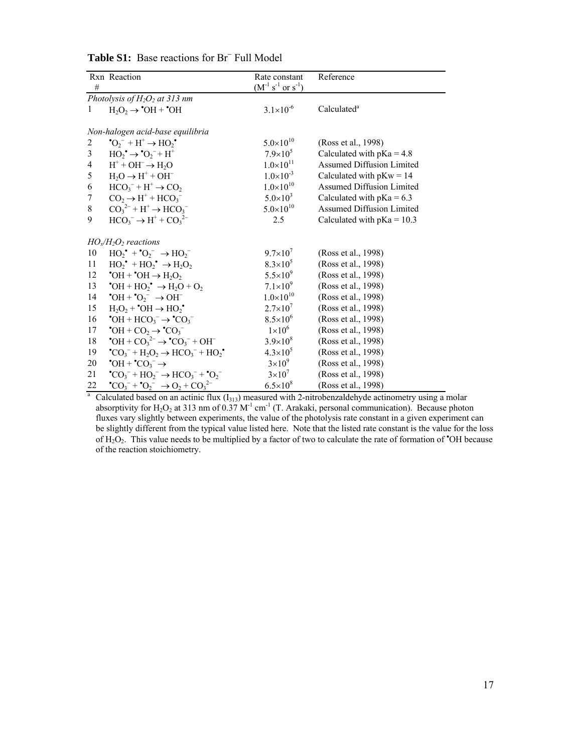**Table S1:** Base reactions for $Br^-$ Full Model

| Rxn # | Reaction | Rate constant ($M^{-1}\ s^{-1}$ or $s^{-1}$) | Reference |
|---|---|---|---|
| *Photolysis of $H_2O_2$ at 313 nm* | | | |
| 1 | $H_2O_2 \rightarrow {}^{\bullet}OH + {}^{\bullet}OH$ | $3.1\times10^{-6}$ | Calculated[a] |
| *Non-halogen acid-base equilibria* | | | |
| 2 | ${}^{\bullet}O_2^- + H^+ \rightarrow HO_2^{\bullet}$ | $5.0\times10^{10}$ | (Ross et al., 1998) |
| 3 | $HO_2^{\bullet} \rightarrow {}^{\bullet}O_2^- + H^+$ | $7.9\times10^{5}$ | Calculated with pKa = 4.8 |
| 4 | $H^+ + OH^- \rightarrow H_2O$ | $1.0\times10^{11}$ | Assumed Diffusion Limited |
| 5 | $H_2O \rightarrow H^+ + OH^-$ | $1.0\times10^{-3}$ | Calculated with pKw = 14 |
| 6 | $HCO_3^- + H^+ \rightarrow CO_2$ | $1.0\times10^{10}$ | Assumed Diffusion Limited |
| 7 | $CO_2 \rightarrow H^+ + HCO_3^-$ | $5.0\times10^{3}$ | Calculated with pKa = 6.3 |
| 8 | $CO_3^{2-} + H^+ \rightarrow HCO_3^-$ | $5.0\times10^{10}$ | Assumed Diffusion Limited |
| 9 | $HCO_3^- \rightarrow H^+ + CO_3^{2-}$ | 2.5 | Calculated with pKa = 10.3 |
| *$HO_x/H_2O_2$ reactions* | | | |
| 10 | $HO_2^{\bullet} + {}^{\bullet}O_2^- \rightarrow HO_2^-$ | $9.7\times10^{7}$ | (Ross et al., 1998) |
| 11 | $HO_2^{\bullet} + HO_2^{\bullet} \rightarrow H_2O_2$ | $8.3\times10^{5}$ | (Ross et al., 1998) |
| 12 | ${}^{\bullet}OH + {}^{\bullet}OH \rightarrow H_2O_2$ | $5.5\times10^{9}$ | (Ross et al., 1998) |
| 13 | ${}^{\bullet}OH + HO_2^{\bullet} \rightarrow H_2O + O_2$ | $7.1\times10^{9}$ | (Ross et al., 1998) |
| 14 | ${}^{\bullet}OH + {}^{\bullet}O_2^- \rightarrow OH^-$ | $1.0\times10^{10}$ | (Ross et al., 1998) |
| 15 | $H_2O_2 + {}^{\bullet}OH \rightarrow HO_2^{\bullet}$ | $2.7\times10^{7}$ | (Ross et al., 1998) |
| 16 | ${}^{\bullet}OH + HCO_3^- \rightarrow {}^{\bullet}CO_3^-$ | $8.5\times10^{6}$ | (Ross et al., 1998) |
| 17 | ${}^{\bullet}OH + CO_2 \rightarrow {}^{\bullet}CO_3^-$ | $1\times10^{6}$ | (Ross et al., 1998) |
| 18 | ${}^{\bullet}OH + CO_3^{2-} \rightarrow {}^{\bullet}CO_3^- + OH^-$ | $3.9\times10^{8}$ | (Ross et al., 1998) |
| 19 | ${}^{\bullet}CO_3^- + H_2O_2 \rightarrow HCO_3^- + HO_2^{\bullet}$ | $4.3\times10^{5}$ | (Ross et al., 1998) |
| 20 | ${}^{\bullet}OH + {}^{\bullet}CO_3^- \rightarrow$ | $3\times10^{9}$ | (Ross et al., 1998) |
| 21 | ${}^{\bullet}CO_3^- + HO_2^- \rightarrow HCO_3^- + {}^{\bullet}O_2^-$ | $3\times10^{7}$ | (Ross et al., 1998) |
| 22 | ${}^{\bullet}CO_3^- + {}^{\bullet}O_2^- \rightarrow O_2 + CO_3^{2-}$ | $6.5\times10^{8}$ | (Ross et al., 1998) |

[a] Calculated based on an actinic flux ($I_{313}$) measured with 2-nitrobenzaldehyde actinometry using a molar absorptivity for $H_2O_2$ at 313 nm of 0.37 $M^{-1}\ cm^{-1}$ (T. Arakaki, personal communication). Because photon fluxes vary slightly between experiments, the value of the photolysis rate constant in a given experiment can be slightly different from the typical value listed here. Note that the listed rate constant is the value for the loss of $H_2O_2$. This value needs to be multiplied by a factor of two to calculate the rate of formation of ${}^{\bullet}OH$ because of the reaction stoichiometry.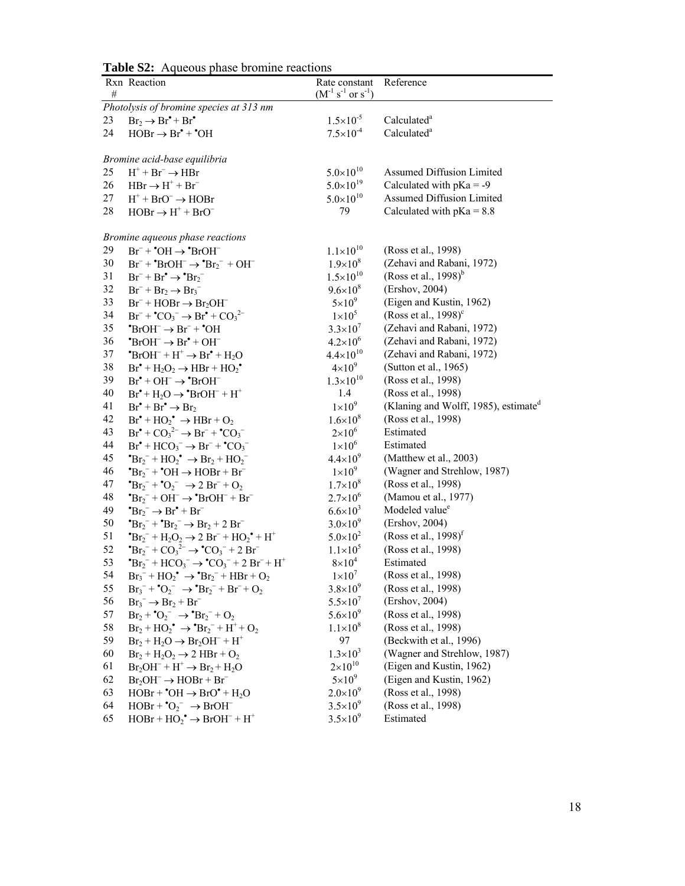**Table S2:** Aqueous phase bromine reactions

| Rxn # | Reaction | Rate constant ($M^{-1}$ $s^{-1}$ or $s^{-1}$) | Reference |
|---|---|---|---|
| *Photolysis of bromine species at 313 nm* | | | |
| 23 | $Br_2 \rightarrow Br^{\bullet} + Br^{\bullet}$ | $1.5\times10^{-5}$ | Calculated[a] |
| 24 | $HOBr \rightarrow Br^{\bullet} + {}^{\bullet}OH$ | $7.5\times10^{-4}$ | Calculated[a] |
| *Bromine acid-base equilibria* | | | |
| 25 | $H^+ + Br^- \rightarrow HBr$ | $5.0\times10^{10}$ | Assumed Diffusion Limited |
| 26 | $HBr \rightarrow H^+ + Br^-$ | $5.0\times10^{19}$ | Calculated with pKa = -9 |
| 27 | $H^+ + BrO^- \rightarrow HOBr$ | $5.0\times10^{10}$ | Assumed Diffusion Limited |
| 28 | $HOBr \rightarrow H^+ + BrO^-$ | 79 | Calculated with pKa = 8.8 |
| *Bromine aqueous phase reactions* | | | |
| 29 | $Br^- + {}^{\bullet}OH \rightarrow {}^{\bullet}BrOH^-$ | $1.1\times10^{10}$ | (Ross et al., 1998) |
| 30 | $Br^- + {}^{\bullet}BrOH^- \rightarrow {}^{\bullet}Br_2^- + OH^-$ | $1.9\times10^{8}$ | (Zehavi and Rabani, 1972) |
| 31 | $Br^- + Br^{\bullet} \rightarrow {}^{\bullet}Br_2^-$ | $1.5\times10^{10}$ | (Ross et al., 1998)[b] |
| 32 | $Br^- + Br_2 \rightarrow Br_3^-$ | $9.6\times10^{8}$ | (Ershov, 2004) |
| 33 | $Br^- + HOBr \rightarrow Br_2OH^-$ | $5\times10^{9}$ | (Eigen and Kustin, 1962) |
| 34 | $Br^- + {}^{\bullet}CO_3^- \rightarrow Br^{\bullet} + CO_3^{2-}$ | $1\times10^{5}$ | (Ross et al., 1998)[c] |
| 35 | ${}^{\bullet}BrOH^- \rightarrow Br^- + {}^{\bullet}OH$ | $3.3\times10^{7}$ | (Zehavi and Rabani, 1972) |
| 36 | ${}^{\bullet}BrOH^- \rightarrow Br^{\bullet} + OH^-$ | $4.2\times10^{6}$ | (Zehavi and Rabani, 1972) |
| 37 | ${}^{\bullet}BrOH^- + H^+ \rightarrow Br^{\bullet} + H_2O$ | $4.4\times10^{10}$ | (Zehavi and Rabani, 1972) |
| 38 | $Br^{\bullet} + H_2O_2 \rightarrow HBr + HO_2^{\bullet}$ | $4\times10^{9}$ | (Sutton et al., 1965) |
| 39 | $Br^{\bullet} + OH^- \rightarrow {}^{\bullet}BrOH^-$ | $1.3\times10^{10}$ | (Ross et al., 1998) |
| 40 | $Br^{\bullet} + H_2O \rightarrow {}^{\bullet}BrOH^- + H^+$ | 1.4 | (Ross et al., 1998) |
| 41 | $Br^{\bullet} + Br^{\bullet} \rightarrow Br_2$ | $1\times10^{9}$ | (Klaning and Wolff, 1985), estimate[d] |
| 42 | $Br^{\bullet} + HO_2^{\bullet} \rightarrow HBr + O_2$ | $1.6\times10^{8}$ | (Ross et al., 1998) |
| 43 | $Br^{\bullet} + CO_3^{2-} \rightarrow Br^- + {}^{\bullet}CO_3^-$ | $2\times10^{6}$ | Estimated |
| 44 | $Br^{\bullet} + HCO_3^- \rightarrow Br^- + {}^{\bullet}CO_3^-$ | $1\times10^{6}$ | Estimated |
| 45 | ${}^{\bullet}Br_2^- + HO_2^{\bullet} \rightarrow Br_2 + HO_2^-$ | $4.4\times10^{9}$ | (Matthew et al., 2003) |
| 46 | ${}^{\bullet}Br_2^- + {}^{\bullet}OH \rightarrow HOBr + Br^-$ | $1\times10^{9}$ | (Wagner and Strehlow, 1987) |
| 47 | ${}^{\bullet}Br_2^- + {}^{\bullet}O_2^- \rightarrow 2\ Br^- + O_2$ | $1.7\times10^{8}$ | (Ross et al., 1998) |
| 48 | ${}^{\bullet}Br_2^- + OH^- \rightarrow {}^{\bullet}BrOH^- + Br^-$ | $2.7\times10^{6}$ | (Mamou et al., 1977) |
| 49 | ${}^{\bullet}Br_2^- \rightarrow Br^{\bullet} + Br^-$ | $6.6\times10^{3}$ | Modeled value[e] |
| 50 | ${}^{\bullet}Br_2^- + {}^{\bullet}Br_2^- \rightarrow Br_2 + 2\ Br^-$ | $3.0\times10^{9}$ | (Ershov, 2004) |
| 51 | ${}^{\bullet}Br_2^- + H_2O_2 \rightarrow 2\ Br^- + HO_2^{\bullet} + H^+$ | $5.0\times10^{2}$ | (Ross et al., 1998)[f] |
| 52 | ${}^{\bullet}Br_2^- + CO_3^{2-} \rightarrow {}^{\bullet}CO_3^- + 2\ Br^-$ | $1.1\times10^{5}$ | (Ross et al., 1998) |
| 53 | ${}^{\bullet}Br_2^- + HCO_3^- \rightarrow {}^{\bullet}CO_3^- + 2\ Br^- + H^+$ | $8\times10^{4}$ | Estimated |
| 54 | $Br_3^- + HO_2^{\bullet} \rightarrow {}^{\bullet}Br_2^- + HBr + O_2$ | $1\times10^{7}$ | (Ross et al., 1998) |
| 55 | $Br_3^- + {}^{\bullet}O_2^- \rightarrow {}^{\bullet}Br_2^- + Br^- + O_2$ | $3.8\times10^{9}$ | (Ross et al., 1998) |
| 56 | $Br_3^- \rightarrow Br_2 + Br^-$ | $5.5\times10^{7}$ | (Ershov, 2004) |
| 57 | $Br_2 + {}^{\bullet}O_2^- \rightarrow {}^{\bullet}Br_2^- + O_2$ | $5.6\times10^{9}$ | (Ross et al., 1998) |
| 58 | $Br_2 + HO_2^{\bullet} \rightarrow {}^{\bullet}Br_2^- + H^+ + O_2$ | $1.1\times10^{8}$ | (Ross et al., 1998) |
| 59 | $Br_2 + H_2O \rightarrow Br_2OH^- + H^+$ | 97 | (Beckwith et al., 1996) |
| 60 | $Br_2 + H_2O_2 \rightarrow 2\ HBr + O_2$ | $1.3\times10^{3}$ | (Wagner and Strehlow, 1987) |
| 61 | $Br_2OH^- + H^+ \rightarrow Br_2 + H_2O$ | $2\times10^{10}$ | (Eigen and Kustin, 1962) |
| 62 | $Br_2OH^- \rightarrow HOBr + Br^-$ | $5\times10^{9}$ | (Eigen and Kustin, 1962) |
| 63 | $HOBr + {}^{\bullet}OH \rightarrow BrO^{\bullet} + H_2O$ | $2.0\times10^{9}$ | (Ross et al., 1998) |
| 64 | $HOBr + {}^{\bullet}O_2^- \rightarrow BrOH^-$ | $3.5\times10^{9}$ | (Ross et al., 1998) |
| 65 | $HOBr + HO_2^{\bullet} \rightarrow BrOH^- + H^+$ | $3.5\times10^{9}$ | Estimated |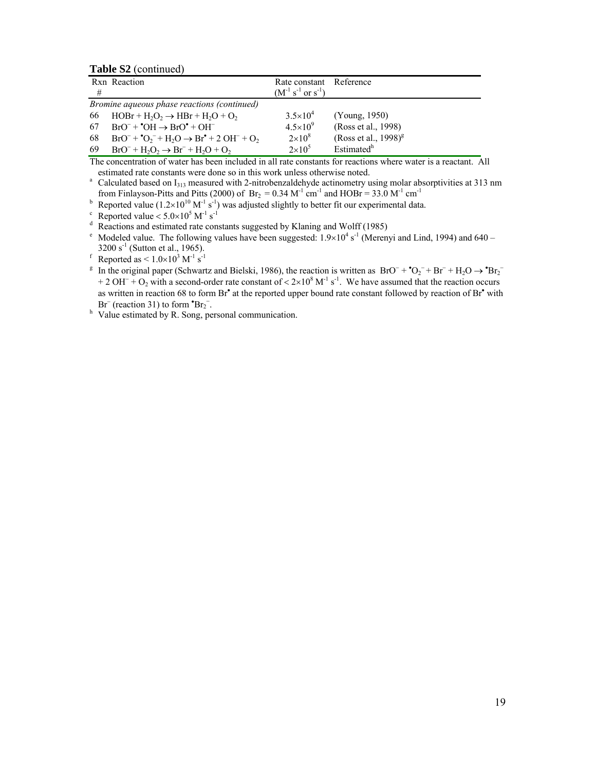**Table S2** (continued)

| Rxn # | Reaction | Rate constant ($M^{-1}$ $s^{-1}$ or $s^{-1}$) | Reference |
|---|---|---|---|
| *Bromine aqueous phase reactions (continued)* | | | |
| 66 | $HOBr + H_2O_2 \rightarrow HBr + H_2O + O_2$ | $3.5\times10^{4}$ | (Young, 1950) |
| 67 | $BrO^{-} + {}^{\bullet}OH \rightarrow BrO^{\bullet} + OH^{-}$ | $4.5\times10^{9}$ | (Ross et al., 1998) |
| 68 | $BrO^{-} + {}^{\bullet}O_2^{-} + H_2O \rightarrow Br^{\bullet} + 2\ OH^{-} + O_2$ | $2\times10^{8}$ | (Ross et al., 1998)[g] |
| 69 | $BrO^{-} + H_2O_2 \rightarrow Br^{-} + H_2O + O_2$ | $2\times10^{5}$ | Estimated[h] |

The concentration of water has been included in all rate constants for reactions where water is a reactant. All estimated rate constants were done so in this work unless otherwise noted.

[a] Calculated based on $I_{313}$ measured with 2-nitrobenzaldehyde actinometry using molar absorptivities at 313 nm from Finlayson-Pitts and Pitts (2000) of $Br_2$ = 0.34 $M^{-1}$ $cm^{-1}$ and HOBr = 33.0 $M^{-1}$ $cm^{-1}$

[b] Reported value ($1.2\times10^{10}$ $M^{-1}$ $s^{-1}$) was adjusted slightly to better fit our experimental data.

[c] Reported value < $5.0\times10^{5}$ $M^{-1}$ $s^{-1}$

[d] Reactions and estimated rate constants suggested by Klaning and Wolff (1985)

[e] Modeled value. The following values have been suggested: $1.9\times10^{4}$ $s^{-1}$ (Merenyi and Lind, 1994) and 640 – 3200 $s^{-1}$ (Sutton et al., 1965).

[f] Reported as < $1.0\times10^{3}$ $M^{-1}$ $s^{-1}$

[g] In the original paper (Schwartz and Bielski, 1986), the reaction is written as $BrO^{-} + {}^{\bullet}O_2^{-} + Br^{-} + H_2O \rightarrow {}^{\bullet}Br_2^{-} + 2\ OH^{-} + O_2$ with a second-order rate constant of < $2\times10^{8}$ $M^{-1}$ $s^{-1}$. We have assumed that the reaction occurs as written in reaction 68 to form $Br^{\bullet}$ at the reported upper bound rate constant followed by reaction of $Br^{\bullet}$ with $Br^{-}$ (reaction 31) to form ${}^{\bullet}Br_2^{-}$.

[h] Value estimated by R. Song, personal communication.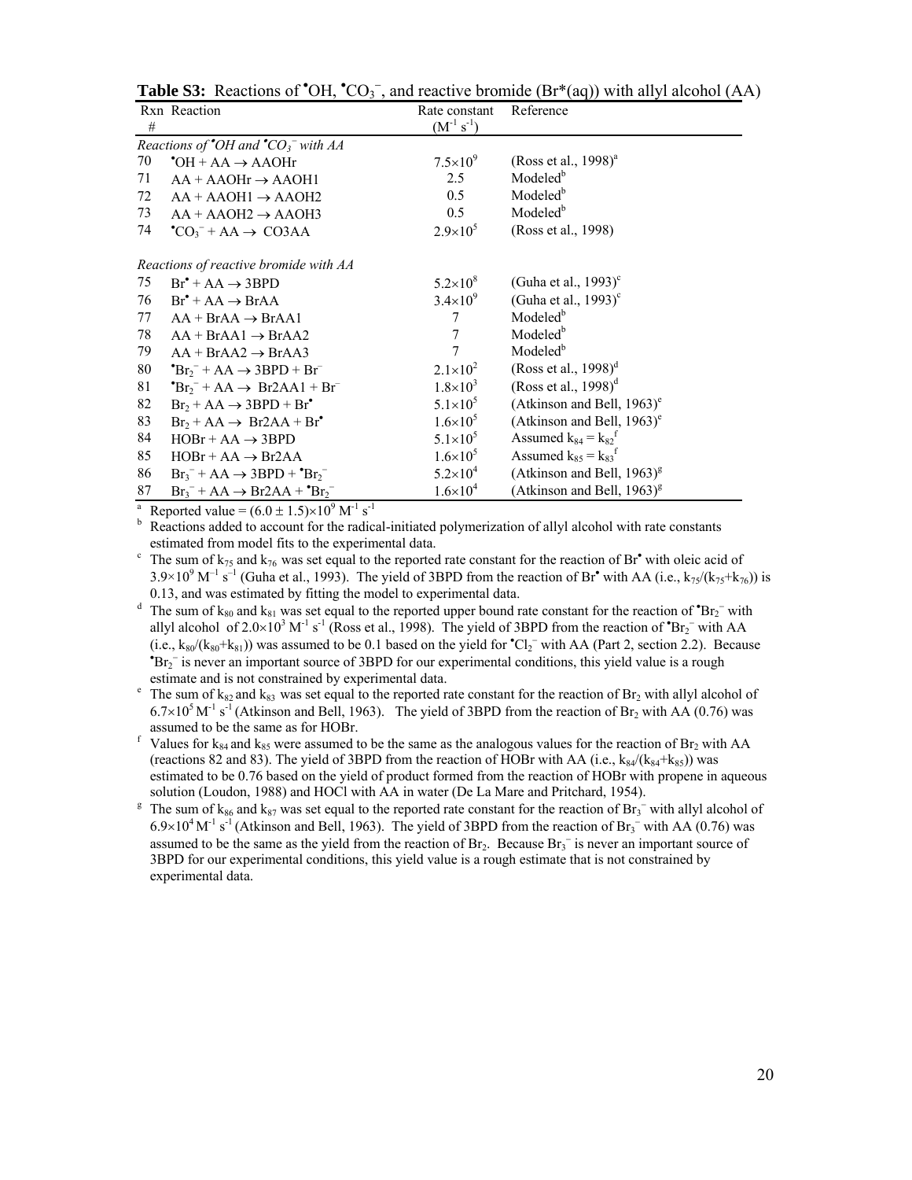**Table S3:** Reactions of $^{\bullet}OH$, $^{\bullet}CO_3^-$, and reactive bromide (Br*(aq)) with allyl alcohol (AA)

| Rxn # | Reaction | Rate constant ($M^{-1}\ s^{-1}$) | Reference |
|---|---|---|---|
| *Reactions of $^{\bullet}OH$ and $^{\bullet}CO_3^-$ with AA* | | | |
| 70 | $^{\bullet}OH + AA \rightarrow AAOHr$ | $7.5\times10^9$ | (Ross et al., 1998)[a] |
| 71 | $AA + AAOHr \rightarrow AAOH1$ | 2.5 | Modeled[b] |
| 72 | $AA + AAOH1 \rightarrow AAOH2$ | 0.5 | Modeled[b] |
| 73 | $AA + AAOH2 \rightarrow AAOH3$ | 0.5 | Modeled[b] |
| 74 | $^{\bullet}CO_3^- + AA \rightarrow CO3AA$ | $2.9\times10^5$ | (Ross et al., 1998) |
| *Reactions of reactive bromide with AA* | | | |
| 75 | $Br^{\bullet} + AA \rightarrow 3BPD$ | $5.2\times10^8$ | (Guha et al., 1993)[c] |
| 76 | $Br^{\bullet} + AA \rightarrow BrAA$ | $3.4\times10^9$ | (Guha et al., 1993)[c] |
| 77 | $AA + BrAA \rightarrow BrAA1$ | 7 | Modeled[b] |
| 78 | $AA + BrAA1 \rightarrow BrAA2$ | 7 | Modeled[b] |
| 79 | $AA + BrAA2 \rightarrow BrAA3$ | 7 | Modeled[b] |
| 80 | $^{\bullet}Br_2^- + AA \rightarrow 3BPD + Br^-$ | $2.1\times10^2$ | (Ross et al., 1998)[d] |
| 81 | $^{\bullet}Br_2^- + AA \rightarrow Br2AA1 + Br^-$ | $1.8\times10^3$ | (Ross et al., 1998)[d] |
| 82 | $Br_2 + AA \rightarrow 3BPD + Br^{\bullet}$ | $5.1\times10^5$ | (Atkinson and Bell, 1963)[e] |
| 83 | $Br_2 + AA \rightarrow Br2AA + Br^{\bullet}$ | $1.6\times10^5$ | (Atkinson and Bell, 1963)[e] |
| 84 | $HOBr + AA \rightarrow 3BPD$ | $5.1\times10^5$ | Assumed $k_{84} = k_{82}$[f] |
| 85 | $HOBr + AA \rightarrow Br2AA$ | $1.6\times10^5$ | Assumed $k_{85} = k_{83}$[f] |
| 86 | $Br_3^- + AA \rightarrow 3BPD + {}^{\bullet}Br_2^-$ | $5.2\times10^4$ | (Atkinson and Bell, 1963)[g] |
| 87 | $Br_3^- + AA \rightarrow Br2AA + {}^{\bullet}Br_2^-$ | $1.6\times10^4$ | (Atkinson and Bell, 1963)[g] |

[a] Reported value = $(6.0 \pm 1.5)\times10^9\ M^{-1}\ s^{-1}$

[b] Reactions added to account for the radical-initiated polymerization of allyl alcohol with rate constants estimated from model fits to the experimental data.

[c] The sum of $k_{75}$ and $k_{76}$ was set equal to the reported rate constant for the reaction of $Br^{\bullet}$ with oleic acid of $3.9\times10^9\ M^{-1}\ s^{-1}$ (Guha et al., 1993). The yield of 3BPD from the reaction of $Br^{\bullet}$ with AA (i.e., $k_{75}/(k_{75}+k_{76})$) is 0.13, and was estimated by fitting the model to experimental data.

[d] The sum of $k_{80}$ and $k_{81}$ was set equal to the reported upper bound rate constant for the reaction of $^{\bullet}Br_2^-$ with allyl alcohol of $2.0\times10^3\ M^{-1}\ s^{-1}$ (Ross et al., 1998). The yield of 3BPD from the reaction of $^{\bullet}Br_2^-$ with AA (i.e., $k_{80}/(k_{80}+k_{81})$) was assumed to be 0.1 based on the yield for $^{\bullet}Cl_2^-$ with AA (Part 2, section 2.2). Because $^{\bullet}Br_2^-$ is never an important source of 3BPD for our experimental conditions, this yield value is a rough estimate and is not constrained by experimental data.

[e] The sum of $k_{82}$ and $k_{83}$ was set equal to the reported rate constant for the reaction of $Br_2$ with allyl alcohol of $6.7\times10^5\ M^{-1}\ s^{-1}$ (Atkinson and Bell, 1963). The yield of 3BPD from the reaction of $Br_2$ with AA (0.76) was assumed to be the same as for HOBr.

[f] Values for $k_{84}$ and $k_{85}$ were assumed to be the same as the analogous values for the reaction of $Br_2$ with AA (reactions 82 and 83). The yield of 3BPD from the reaction of HOBr with AA (i.e., $k_{84}/(k_{84}+k_{85})$) was estimated to be 0.76 based on the yield of product formed from the reaction of HOBr with propene in aqueous solution (Loudon, 1988) and HOCl with AA in water (De La Mare and Pritchard, 1954).

[g] The sum of $k_{86}$ and $k_{87}$ was set equal to the reported rate constant for the reaction of $Br_3^-$ with allyl alcohol of $6.9\times10^4\ M^{-1}\ s^{-1}$ (Atkinson and Bell, 1963). The yield of 3BPD from the reaction of $Br_3^-$ with AA (0.76) was assumed to be the same as the yield from the reaction of $Br_2$. Because $Br_3^-$ is never an important source of 3BPD for our experimental conditions, this yield value is a rough estimate that is not constrained by experimental data.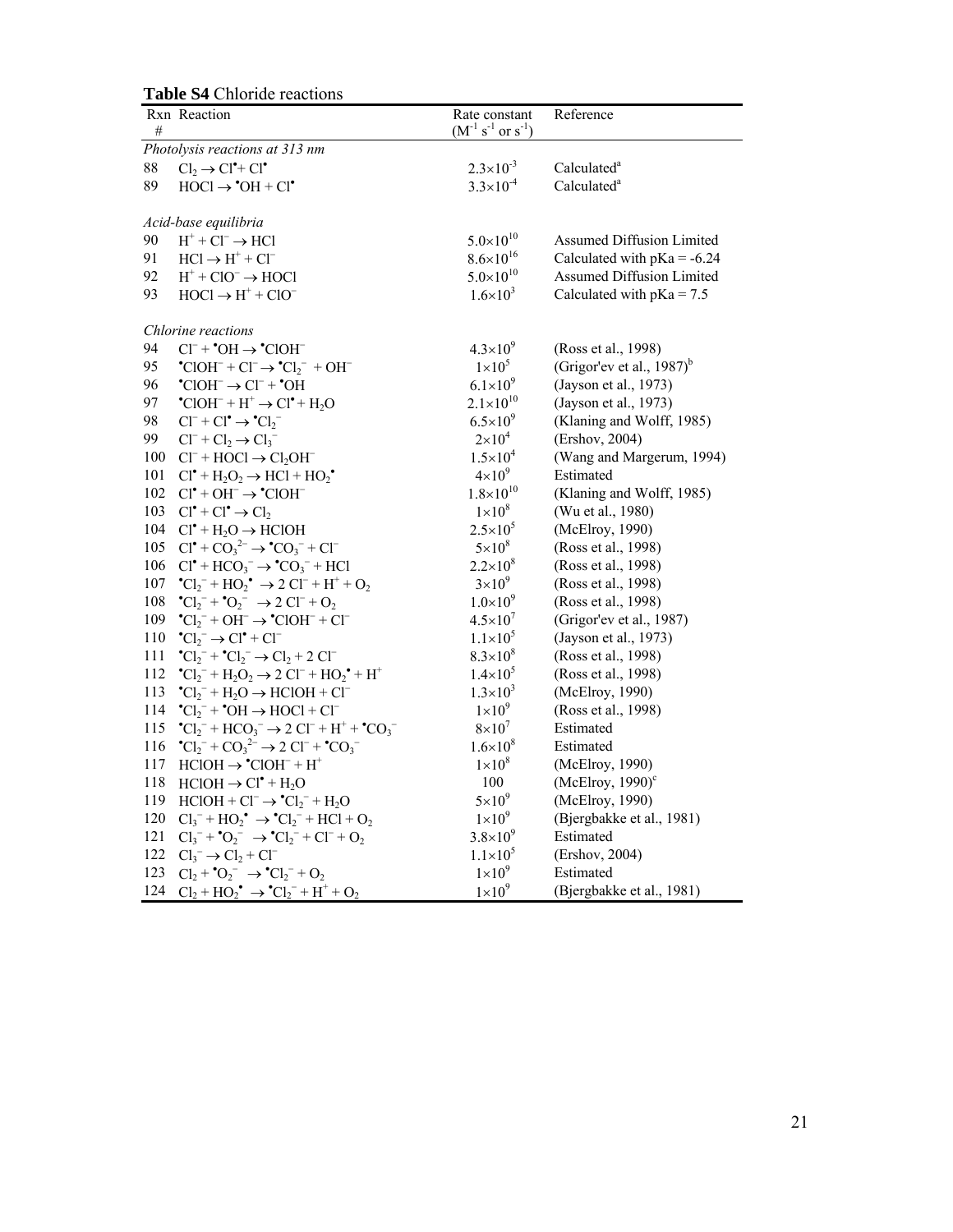**Table S4** Chloride reactions

| Rxn # | Reaction | Rate constant ($M^{-1}\,s^{-1}$ or $s^{-1}$) | Reference |
|---|---|---|---|
| *Photolysis reactions at 313 nm* | | | |
| 88 | $Cl_2 \rightarrow Cl^{\bullet} + Cl^{\bullet}$ | $2.3\times10^{-3}$ | Calculated[a] |
| 89 | $HOCl \rightarrow {}^{\bullet}OH + Cl^{\bullet}$ | $3.3\times10^{-4}$ | Calculated[a] |
| *Acid-base equilibria* | | | |
| 90 | $H^+ + Cl^- \rightarrow HCl$ | $5.0\times10^{10}$ | Assumed Diffusion Limited |
| 91 | $HCl \rightarrow H^+ + Cl^-$ | $8.6\times10^{16}$ | Calculated with pKa = -6.24 |
| 92 | $H^+ + ClO^- \rightarrow HOCl$ | $5.0\times10^{10}$ | Assumed Diffusion Limited |
| 93 | $HOCl \rightarrow H^+ + ClO^-$ | $1.6\times10^{3}$ | Calculated with pKa = 7.5 |
| *Chlorine reactions* | | | |
| 94 | $Cl^- + {}^{\bullet}OH \rightarrow {}^{\bullet}ClOH^-$ | $4.3\times10^{9}$ | (Ross et al., 1998) |
| 95 | ${}^{\bullet}ClOH^- + Cl^- \rightarrow {}^{\bullet}Cl_2^- + OH^-$ | $1\times10^{5}$ | (Grigor'ev et al., 1987)[b] |
| 96 | ${}^{\bullet}ClOH^- \rightarrow Cl^- + {}^{\bullet}OH$ | $6.1\times10^{9}$ | (Jayson et al., 1973) |
| 97 | ${}^{\bullet}ClOH^- + H^+ \rightarrow Cl^{\bullet} + H_2O$ | $2.1\times10^{10}$ | (Jayson et al., 1973) |
| 98 | $Cl^- + Cl^{\bullet} \rightarrow {}^{\bullet}Cl_2^-$ | $6.5\times10^{9}$ | (Klaning and Wolff, 1985) |
| 99 | $Cl^- + Cl_2 \rightarrow Cl_3^-$ | $2\times10^{4}$ | (Ershov, 2004) |
| 100 | $Cl^- + HOCl \rightarrow Cl_2OH^-$ | $1.5\times10^{4}$ | (Wang and Margerum, 1994) |
| 101 | $Cl^{\bullet} + H_2O_2 \rightarrow HCl + HO_2^{\bullet}$ | $4\times10^{9}$ | Estimated |
| 102 | $Cl^{\bullet} + OH^- \rightarrow {}^{\bullet}ClOH^-$ | $1.8\times10^{10}$ | (Klaning and Wolff, 1985) |
| 103 | $Cl^{\bullet} + Cl^{\bullet} \rightarrow Cl_2$ | $1\times10^{8}$ | (Wu et al., 1980) |
| 104 | $Cl^{\bullet} + H_2O \rightarrow HClOH$ | $2.5\times10^{5}$ | (McElroy, 1990) |
| 105 | $Cl^{\bullet} + CO_3^{2-} \rightarrow {}^{\bullet}CO_3^- + Cl^-$ | $5\times10^{8}$ | (Ross et al., 1998) |
| 106 | $Cl^{\bullet} + HCO_3^- \rightarrow {}^{\bullet}CO_3^- + HCl$ | $2.2\times10^{8}$ | (Ross et al., 1998) |
| 107 | ${}^{\bullet}Cl_2^- + HO_2^{\bullet} \rightarrow 2\,Cl^- + H^+ + O_2$ | $3\times10^{9}$ | (Ross et al., 1998) |
| 108 | ${}^{\bullet}Cl_2^- + {}^{\bullet}O_2^- \rightarrow 2\,Cl^- + O_2$ | $1.0\times10^{9}$ | (Ross et al., 1998) |
| 109 | ${}^{\bullet}Cl_2^- + OH^- \rightarrow {}^{\bullet}ClOH^- + Cl^-$ | $4.5\times10^{7}$ | (Grigor'ev et al., 1987) |
| 110 | ${}^{\bullet}Cl_2^- \rightarrow Cl^{\bullet} + Cl^-$ | $1.1\times10^{5}$ | (Jayson et al., 1973) |
| 111 | ${}^{\bullet}Cl_2^- + {}^{\bullet}Cl_2^- \rightarrow Cl_2 + 2\,Cl^-$ | $8.3\times10^{8}$ | (Ross et al., 1998) |
| 112 | ${}^{\bullet}Cl_2^- + H_2O_2 \rightarrow 2\,Cl^- + HO_2^{\bullet} + H^+$ | $1.4\times10^{5}$ | (Ross et al., 1998) |
| 113 | ${}^{\bullet}Cl_2^- + H_2O \rightarrow HClOH + Cl^-$ | $1.3\times10^{3}$ | (McElroy, 1990) |
| 114 | ${}^{\bullet}Cl_2^- + {}^{\bullet}OH \rightarrow HOCl + Cl^-$ | $1\times10^{9}$ | (Ross et al., 1998) |
| 115 | ${}^{\bullet}Cl_2^- + HCO_3^- \rightarrow 2\,Cl^- + H^+ + {}^{\bullet}CO_3^-$ | $8\times10^{7}$ | Estimated |
| 116 | ${}^{\bullet}Cl_2^- + CO_3^{2-} \rightarrow 2\,Cl^- + {}^{\bullet}CO_3^-$ | $1.6\times10^{8}$ | Estimated |
| 117 | $HClOH \rightarrow {}^{\bullet}ClOH^- + H^+$ | $1\times10^{8}$ | (McElroy, 1990) |
| 118 | $HClOH \rightarrow Cl^{\bullet} + H_2O$ | 100 | (McElroy, 1990)[c] |
| 119 | $HClOH + Cl^- \rightarrow {}^{\bullet}Cl_2^- + H_2O$ | $5\times10^{9}$ | (McElroy, 1990) |
| 120 | $Cl_3^- + HO_2^{\bullet} \rightarrow {}^{\bullet}Cl_2^- + HCl + O_2$ | $1\times10^{9}$ | (Bjergbakke et al., 1981) |
| 121 | $Cl_3^- + {}^{\bullet}O_2^- \rightarrow {}^{\bullet}Cl_2^- + Cl^- + O_2$ | $3.8\times10^{9}$ | Estimated |
| 122 | $Cl_3^- \rightarrow Cl_2 + Cl^-$ | $1.1\times10^{5}$ | (Ershov, 2004) |
| 123 | $Cl_2 + {}^{\bullet}O_2^- \rightarrow {}^{\bullet}Cl_2^- + O_2$ | $1\times10^{9}$ | Estimated |
| 124 | $Cl_2 + HO_2^{\bullet} \rightarrow {}^{\bullet}Cl_2^- + H^+ + O_2$ | $1\times10^{9}$ | (Bjergbakke et al., 1981) |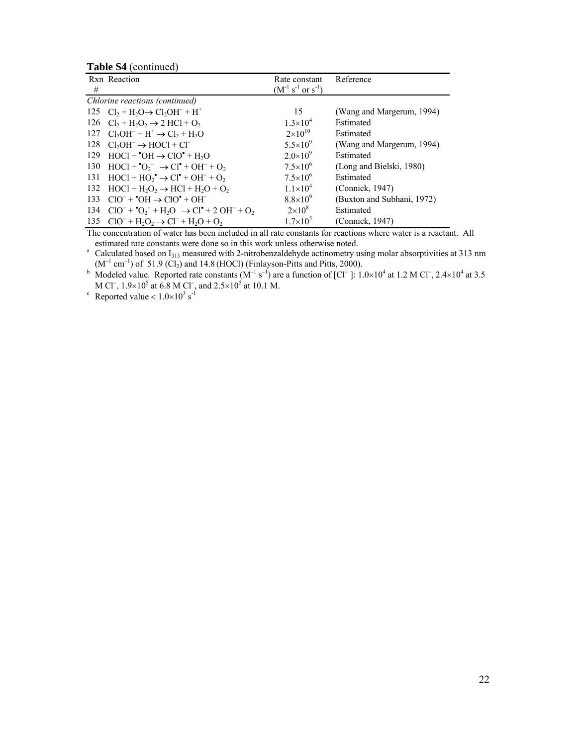**Table S4** (continued)

| Rxn # | Reaction | Rate constant ($M^{-1}$ $s^{-1}$ or $s^{-1}$) | Reference |
|---|---|---|---|
| *Chlorine reactions (continued)* | | | |
| 125 | $Cl_2 + H_2O \rightarrow Cl_2OH^- + H^+$ | 15 | (Wang and Margerum, 1994) |
| 126 | $Cl_2 + H_2O_2 \rightarrow 2\ HCl + O_2$ | $1.3\times10^4$ | Estimated |
| 127 | $Cl_2OH^- + H^+ \rightarrow Cl_2 + H_2O$ | $2\times10^{10}$ | Estimated |
| 128 | $Cl_2OH^- \rightarrow HOCl + Cl^-$ | $5.5\times10^9$ | (Wang and Margerum, 1994) |
| 129 | $HOCl + {}^{\bullet}OH \rightarrow ClO^{\bullet} + H_2O$ | $2.0\times10^9$ | Estimated |
| 130 | $HOCl + {}^{\bullet}O_2^- \rightarrow Cl^{\bullet} + OH^- + O_2$ | $7.5\times10^6$ | (Long and Bielski, 1980) |
| 131 | $HOCl + HO_2^{\bullet} \rightarrow Cl^{\bullet} + OH^- + O_2$ | $7.5\times10^6$ | Estimated |
| 132 | $HOCl + H_2O_2 \rightarrow HCl + H_2O + O_2$ | $1.1\times10^4$ | (Connick, 1947) |
| 133 | $ClO^- + {}^{\bullet}OH \rightarrow ClO^{\bullet} + OH^-$ | $8.8\times10^9$ | (Buxton and Subhani, 1972) |
| 134 | $ClO^- + {}^{\bullet}O_2^- + H_2O \rightarrow Cl^{\bullet} + 2\ OH^- + O_2$ | $2\times10^8$ | Estimated |
| 135 | $ClO^- + H_2O_2 \rightarrow Cl^- + H_2O + O_2$ | $1.7\times10^5$ | (Connick, 1947) |

The concentration of water has been included in all rate constants for reactions where water is a reactant. All estimated rate constants were done so in this work unless otherwise noted.

[a] Calculated based on $I_{313}$ measured with 2-nitrobenzaldehyde actinometry using molar absorptivities at 313 nm ($M^{-1}$ $cm^{-1}$) of 51.9 ($Cl_2$) and 14.8 (HOCl) (Finlayson-Pitts and Pitts, 2000).

[b] Modeled value. Reported rate constants ($M^{-1}$ $s^{-1}$) are a function of [$Cl^-$]: $1.0\times10^4$ at 1.2 M $Cl^-$, $2.4\times10^4$ at 3.5 M $Cl^-$, $1.9\times10^5$ at 6.8 M $Cl^-$, and $2.5\times10^5$ at 10.1 M.

[c] Reported value < $1.0\times10^3$ $s^{-1}$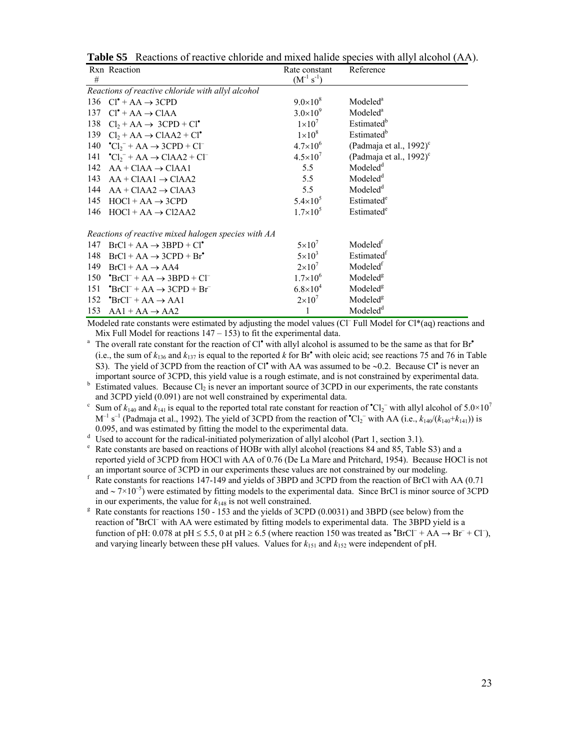**Table S5** Reactions of reactive chloride and mixed halide species with allyl alcohol (AA).

| Rxn # | Reaction | Rate constant ($M^{-1}$ $s^{-1}$) | Reference |
|---|---|---|---|
| *Reactions of reactive chloride with allyl alcohol* | | | |
| 136 | $Cl^{\bullet}$ + AA → 3CPD | $9.0\times10^{8}$ | Modeled[a] |
| 137 | $Cl^{\bullet}$ + AA → ClAA | $3.0\times10^{9}$ | Modeled[a] |
| 138 | $Cl_2$ + AA → 3CPD + $Cl^{\bullet}$ | $1\times10^{7}$ | Estimated[b] |
| 139 | $Cl_2$ + AA → ClAA2 + $Cl^{\bullet}$ | $1\times10^{8}$ | Estimated[b] |
| 140 | $^{\bullet}Cl_2^-$ + AA → 3CPD + $Cl^-$ | $4.7\times10^{6}$ | (Padmaja et al., 1992)[c] |
| 141 | $^{\bullet}Cl_2^-$ + AA → ClAA2 + $Cl^-$ | $4.5\times10^{7}$ | (Padmaja et al., 1992)[c] |
| 142 | AA + ClAA → ClAA1 | 5.5 | Modeled[d] |
| 143 | AA + ClAA1 → ClAA2 | 5.5 | Modeled[d] |
| 144 | AA + ClAA2 → ClAA3 | 5.5 | Modeled[d] |
| 145 | HOCl + AA → 3CPD | $5.4\times10^{5}$ | Estimated[e] |
| 146 | HOCl + AA → Cl2AA2 | $1.7\times10^{5}$ | Estimated[e] |
| *Reactions of reactive mixed halogen species with AA* | | | |
| 147 | BrCl + AA → 3BPD + $Cl^{\bullet}$ | $5\times10^{7}$ | Modeled[f] |
| 148 | BrCl + AA → 3CPD + $Br^{\bullet}$ | $5\times10^{3}$ | Estimated[f] |
| 149 | BrCl + AA → AA4 | $2\times10^{7}$ | Modeled[f] |
| 150 | $^{\bullet}BrCl^-$ + AA → 3BPD + $Cl^-$ | $1.7\times10^{6}$ | Modeled[g] |
| 151 | $^{\bullet}BrCl^-$ + AA → 3CPD + $Br^-$ | $6.8\times10^{4}$ | Modeled[g] |
| 152 | $^{\bullet}BrCl^-$ + AA → AA1 | $2\times10^{7}$ | Modeled[g] |
| 153 | AA1 + AA → AA2 | 1 | Modeled[d] |

Modeled rate constants were estimated by adjusting the model values ($Cl^-$ Full Model for Cl*(aq) reactions and Mix Full Model for reactions 147 – 153) to fit the experimental data.

[a] The overall rate constant for the reaction of $Cl^{\bullet}$ with allyl alcohol is assumed to be the same as that for $Br^{\bullet}$ (i.e., the sum of $k_{136}$ and $k_{137}$ is equal to the reported $k$ for $Br^{\bullet}$ with oleic acid; see reactions 75 and 76 in Table S3). The yield of 3CPD from the reaction of $Cl^{\bullet}$ with AA was assumed to be ~0.2. Because $Cl^{\bullet}$ is never an important source of 3CPD, this yield value is a rough estimate, and is not constrained by experimental data.

[b] Estimated values. Because $Cl_2$ is never an important source of 3CPD in our experiments, the rate constants and 3CPD yield (0.091) are not well constrained by experimental data.

[c] Sum of $k_{140}$ and $k_{141}$ is equal to the reported total rate constant for reaction of $^{\bullet}Cl_2^-$ with allyl alcohol of $5.0\times10^{7}$ $M^{-1}$ $s^{-1}$ (Padmaja et al., 1992). The yield of 3CPD from the reaction of $^{\bullet}Cl_2^-$ with AA (i.e., $k_{140}/(k_{140}+k_{141})$) is 0.095, and was estimated by fitting the model to the experimental data.

[d] Used to account for the radical-initiated polymerization of allyl alcohol (Part 1, section 3.1).

[e] Rate constants are based on reactions of HOBr with allyl alcohol (reactions 84 and 85, Table S3) and a reported yield of 3CPD from HOCl with AA of 0.76 (De La Mare and Pritchard, 1954). Because HOCl is not an important source of 3CPD in our experiments these values are not constrained by our modeling.

[f] Rate constants for reactions 147-149 and yields of 3BPD and 3CPD from the reaction of BrCl with AA (0.71 and ~ $7\times10^{-5}$) were estimated by fitting models to the experimental data. Since BrCl is minor source of 3CPD in our experiments, the value for $k_{148}$ is not well constrained.

[g] Rate constants for reactions 150 - 153 and the yields of 3CPD (0.0031) and 3BPD (see below) from the reaction of $^{\bullet}BrCl^-$ with AA were estimated by fitting models to experimental data. The 3BPD yield is a function of pH: 0.078 at pH ≤ 5.5, 0 at pH ≥ 6.5 (where reaction 150 was treated as $^{\bullet}BrCl^-$ + AA → $Br^-$ + $Cl^-$), and varying linearly between these pH values. Values for $k_{151}$ and $k_{152}$ were independent of pH.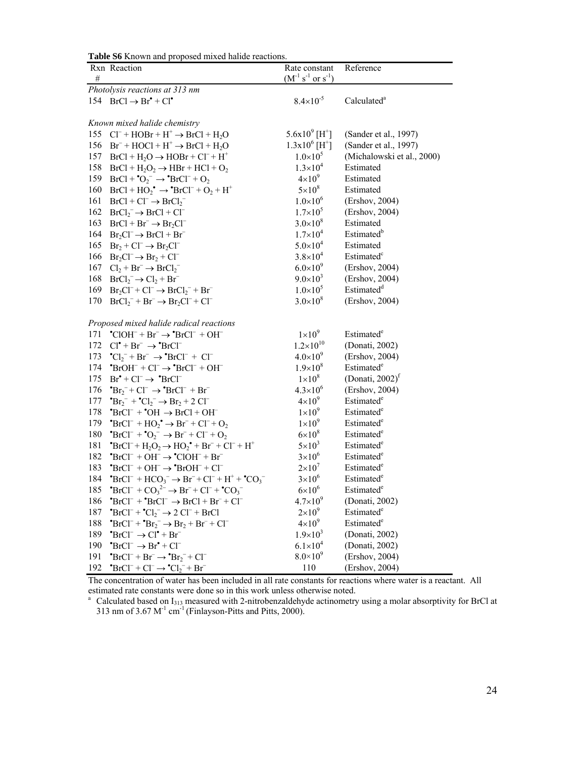**Table S6** Known and proposed mixed halide reactions.

| Rxn # | Reaction | Rate constant ($M^{-1}$ $s^{-1}$ or $s^{-1}$) | Reference |
|---|---|---|---|
| *Photolysis reactions at 313 nm* | | | |
| 154 | $BrCl \rightarrow Br^{\bullet} + Cl^{\bullet}$ | $8.4\times10^{-5}$ | Calculated[a] |
| *Known mixed halide chemistry* | | | |
| 155 | $Cl^- + HOBr + H^+ \rightarrow BrCl + H_2O$ | $5.6\times10^9$ $[H^+]$ | (Sander et al., 1997) |
| 156 | $Br^- + HOCl + H^+ \rightarrow BrCl + H_2O$ | $1.3\times10^6$ $[H^+]$ | (Sander et al., 1997) |
| 157 | $BrCl + H_2O \rightarrow HOBr + Cl^- + H^+$ | $1.0\times10^5$ | (Michalowski et al., 2000) |
| 158 | $BrCl + H_2O_2 \rightarrow HBr + HCl + O_2$ | $1.3\times10^4$ | Estimated |
| 159 | $BrCl + {}^{\bullet}O_2^- \rightarrow {}^{\bullet}BrCl^- + O_2$ | $4\times10^9$ | Estimated |
| 160 | $BrCl + HO_2^{\bullet} \rightarrow {}^{\bullet}BrCl^- + O_2 + H^+$ | $5\times10^8$ | Estimated |
| 161 | $BrCl + Cl^- \rightarrow BrCl_2^-$ | $1.0\times10^6$ | (Ershov, 2004) |
| 162 | $BrCl_2^- \rightarrow BrCl + Cl^-$ | $1.7\times10^5$ | (Ershov, 2004) |
| 163 | $BrCl + Br^- \rightarrow Br_2Cl^-$ | $3.0\times10^8$ | Estimated |
| 164 | $Br_2Cl^- \rightarrow BrCl + Br^-$ | $1.7\times10^4$ | Estimated[b] |
| 165 | $Br_2 + Cl^- \rightarrow Br_2Cl^-$ | $5.0\times10^4$ | Estimated |
| 166 | $Br_2Cl^- \rightarrow Br_2 + Cl^-$ | $3.8\times10^4$ | Estimated[c] |
| 167 | $Cl_2 + Br^- \rightarrow BrCl_2^-$ | $6.0\times10^9$ | (Ershov, 2004) |
| 168 | $BrCl_2^- \rightarrow Cl_2 + Br^-$ | $9.0\times10^3$ | (Ershov, 2004) |
| 169 | $Br_2Cl^- + Cl^- \rightarrow BrCl_2^- + Br^-$ | $1.0\times10^5$ | Estimated[d] |
| 170 | $BrCl_2^- + Br^- \rightarrow Br_2Cl^- + Cl^-$ | $3.0\times10^8$ | (Ershov, 2004) |
| *Proposed mixed halide radical reactions* | | | |
| 171 | ${}^{\bullet}ClOH^- + Br^- \rightarrow {}^{\bullet}BrCl^- + OH^-$ | $1\times10^9$ | Estimated[e] |
| 172 | $Cl^{\bullet} + Br^- \rightarrow {}^{\bullet}BrCl^-$ | $1.2\times10^{10}$ | (Donati, 2002) |
| 173 | ${}^{\bullet}Cl_2^- + Br^- \rightarrow {}^{\bullet}BrCl^- + Cl^-$ | $4.0\times10^9$ | (Ershov, 2004) |
| 174 | ${}^{\bullet}BrOH^- + Cl^- \rightarrow {}^{\bullet}BrCl^- + OH^-$ | $1.9\times10^8$ | Estimated[e] |
| 175 | $Br^{\bullet} + Cl^- \rightarrow {}^{\bullet}BrCl^-$ | $1\times10^8$ | (Donati, 2002)[f] |
| 176 | ${}^{\bullet}Br_2^- + Cl^- \rightarrow {}^{\bullet}BrCl^- + Br^-$ | $4.3\times10^6$ | (Ershov, 2004) |
| 177 | ${}^{\bullet}Br_2^- + {}^{\bullet}Cl_2^- \rightarrow Br_2 + 2\ Cl^-$ | $4\times10^9$ | Estimated[e] |
| 178 | ${}^{\bullet}BrCl^- + {}^{\bullet}OH \rightarrow BrCl + OH^-$ | $1\times10^9$ | Estimated[e] |
| 179 | ${}^{\bullet}BrCl^- + HO_2^{\bullet} \rightarrow Br^- + Cl^- + O_2$ | $1\times10^9$ | Estimated[e] |
| 180 | ${}^{\bullet}BrCl^- + {}^{\bullet}O_2^- \rightarrow Br^- + Cl^- + O_2$ | $6\times10^8$ | Estimated[e] |
| 181 | ${}^{\bullet}BrCl^- + H_2O_2 \rightarrow HO_2^{\bullet} + Br^- + Cl^- + H^+$ | $5\times10^3$ | Estimated[e] |
| 182 | ${}^{\bullet}BrCl^- + OH^- \rightarrow {}^{\bullet}ClOH^- + Br^-$ | $3\times10^6$ | Estimated[e] |
| 183 | ${}^{\bullet}BrCl^- + OH^- \rightarrow {}^{\bullet}BrOH^- + Cl^-$ | $2\times10^7$ | Estimated[e] |
| 184 | ${}^{\bullet}BrCl^- + HCO_3^- \rightarrow Br^- + Cl^- + H^+ + {}^{\bullet}CO_3^-$ | $3\times10^6$ | Estimated[e] |
| 185 | ${}^{\bullet}BrCl^- + CO_3^{2-} \rightarrow Br^- + Cl^- + {}^{\bullet}CO_3^-$ | $6\times10^6$ | Estimated[e] |
| 186 | ${}^{\bullet}BrCl^- + {}^{\bullet}BrCl^- \rightarrow BrCl + Br^- + Cl^-$ | $4.7\times10^9$ | (Donati, 2002) |
| 187 | ${}^{\bullet}BrCl^- + {}^{\bullet}Cl_2^- \rightarrow 2\ Cl^- + BrCl$ | $2\times10^9$ | Estimated[e] |
| 188 | ${}^{\bullet}BrCl^- + {}^{\bullet}Br_2^- \rightarrow Br_2 + Br^- + Cl^-$ | $4\times10^9$ | Estimated[e] |
| 189 | ${}^{\bullet}BrCl^- \rightarrow Cl^{\bullet} + Br^-$ | $1.9\times10^3$ | (Donati, 2002) |
| 190 | ${}^{\bullet}BrCl^- \rightarrow Br^{\bullet} + Cl^-$ | $6.1\times10^4$ | (Donati, 2002) |
| 191 | ${}^{\bullet}BrCl^- + Br^- \rightarrow {}^{\bullet}Br_2^- + Cl^-$ | $8.0\times10^9$ | (Ershov, 2004) |
| 192 | ${}^{\bullet}BrCl^- + Cl^- \rightarrow {}^{\bullet}Cl_2^- + Br^-$ | 110 | (Ershov, 2004) |

The concentration of water has been included in all rate constants for reactions where water is a reactant. All estimated rate constants were done so in this work unless otherwise noted.

[a] Calculated based on $I_{313}$ measured with 2-nitrobenzaldehyde actinometry using a molar absorptivity for BrCl at 313 nm of 3.67 $M^{-1}$ $cm^{-1}$ (Finlayson-Pitts and Pitts, 2000).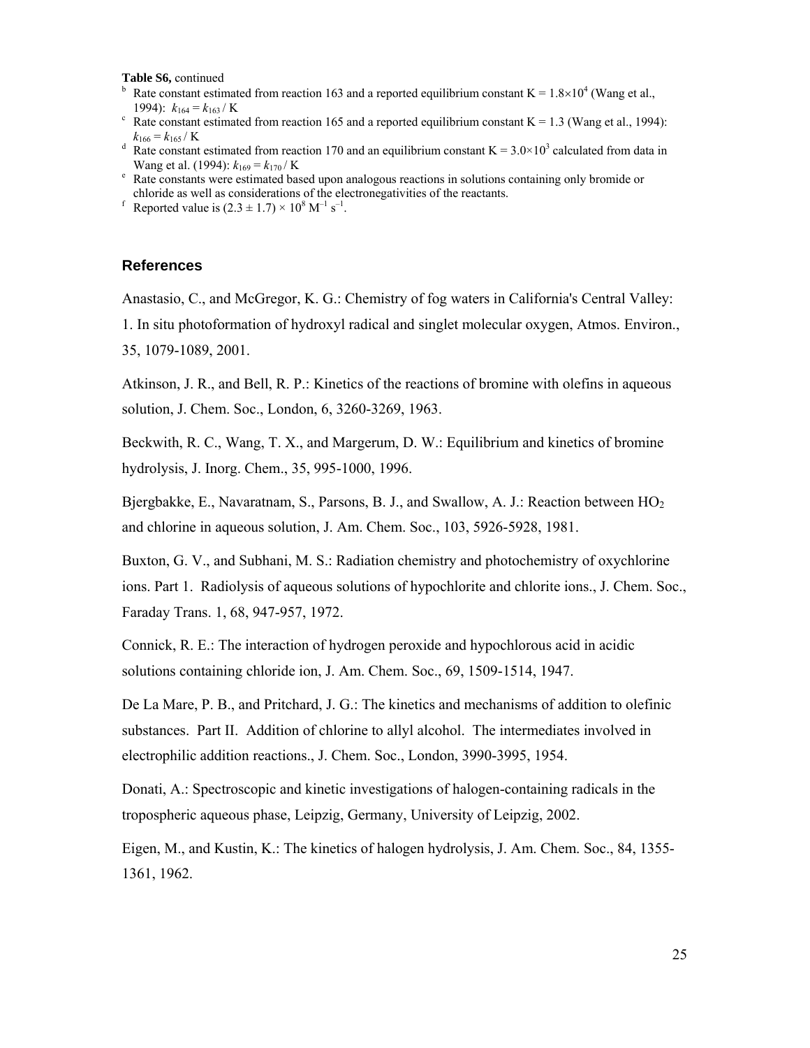**Table S6,** continued

[b] Rate constant estimated from reaction 163 and a reported equilibrium constant $K = 1.8\times10^4$ (Wang et al., 1994): $k_{164} = k_{163} / K$

[c] Rate constant estimated from reaction 165 and a reported equilibrium constant K = 1.3 (Wang et al., 1994): $k_{166} = k_{165} / K$

[d] Rate constant estimated from reaction 170 and an equilibrium constant $K = 3.0\times10^3$ calculated from data in Wang et al. (1994): $k_{169} = k_{170} / K$

[e] Rate constants were estimated based upon analogous reactions in solutions containing only bromide or chloride as well as considerations of the electronegativities of the reactants.

[f] Reported value is $(2.3 \pm 1.7) \times 10^8\ M^{-1}\ s^{-1}$.

## References

Anastasio, C., and McGregor, K. G.: Chemistry of fog waters in California's Central Valley: 1. In situ photoformation of hydroxyl radical and singlet molecular oxygen, Atmos. Environ., 35, 1079-1089, 2001.

Atkinson, J. R., and Bell, R. P.: Kinetics of the reactions of bromine with olefins in aqueous solution, J. Chem. Soc., London, 6, 3260-3269, 1963.

Beckwith, R. C., Wang, T. X., and Margerum, D. W.: Equilibrium and kinetics of bromine hydrolysis, J. Inorg. Chem., 35, 995-1000, 1996.

Bjergbakke, E., Navaratnam, S., Parsons, B. J., and Swallow, A. J.: Reaction between $HO_2$ and chlorine in aqueous solution, J. Am. Chem. Soc., 103, 5926-5928, 1981.

Buxton, G. V., and Subhani, M. S.: Radiation chemistry and photochemistry of oxychlorine ions. Part 1. Radiolysis of aqueous solutions of hypochlorite and chlorite ions., J. Chem. Soc., Faraday Trans. 1, 68, 947-957, 1972.

Connick, R. E.: The interaction of hydrogen peroxide and hypochlorous acid in acidic solutions containing chloride ion, J. Am. Chem. Soc., 69, 1509-1514, 1947.

De La Mare, P. B., and Pritchard, J. G.: The kinetics and mechanisms of addition to olefinic substances. Part II. Addition of chlorine to allyl alcohol. The intermediates involved in electrophilic addition reactions., J. Chem. Soc., London, 3990-3995, 1954.

Donati, A.: Spectroscopic and kinetic investigations of halogen-containing radicals in the tropospheric aqueous phase, Leipzig, Germany, University of Leipzig, 2002.

Eigen, M., and Kustin, K.: The kinetics of halogen hydrolysis, J. Am. Chem. Soc., 84, 1355-1361, 1962.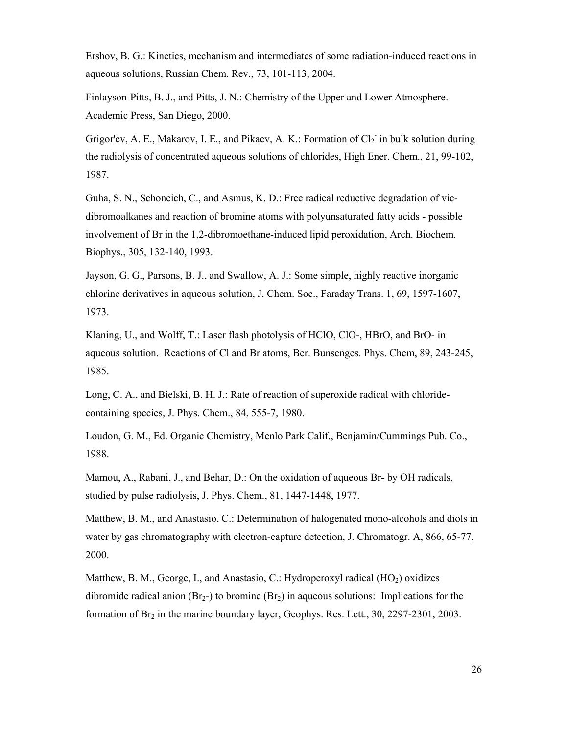Ershov, B. G.: Kinetics, mechanism and intermediates of some radiation-induced reactions in aqueous solutions, Russian Chem. Rev., 73, 101-113, 2004.

Finlayson-Pitts, B. J., and Pitts, J. N.: Chemistry of the Upper and Lower Atmosphere. Academic Press, San Diego, 2000.

Grigor'ev, A. E., Makarov, I. E., and Pikaev, A. K.: Formation of $Cl_2^-$ in bulk solution during the radiolysis of concentrated aqueous solutions of chlorides, High Ener. Chem., 21, 99-102, 1987.

Guha, S. N., Schoneich, C., and Asmus, K. D.: Free radical reductive degradation of vic-dibromoalkanes and reaction of bromine atoms with polyunsaturated fatty acids - possible involvement of Br in the 1,2-dibromoethane-induced lipid peroxidation, Arch. Biochem. Biophys., 305, 132-140, 1993.

Jayson, G. G., Parsons, B. J., and Swallow, A. J.: Some simple, highly reactive inorganic chlorine derivatives in aqueous solution, J. Chem. Soc., Faraday Trans. 1, 69, 1597-1607, 1973.

Klaning, U., and Wolff, T.: Laser flash photolysis of HClO, ClO-, HBrO, and BrO- in aqueous solution. Reactions of Cl and Br atoms, Ber. Bunsenges. Phys. Chem, 89, 243-245, 1985.

Long, C. A., and Bielski, B. H. J.: Rate of reaction of superoxide radical with chloride-containing species, J. Phys. Chem., 84, 555-7, 1980.

Loudon, G. M., Ed. Organic Chemistry, Menlo Park Calif., Benjamin/Cummings Pub. Co., 1988.

Mamou, A., Rabani, J., and Behar, D.: On the oxidation of aqueous Br- by OH radicals, studied by pulse radiolysis, J. Phys. Chem., 81, 1447-1448, 1977.

Matthew, B. M., and Anastasio, C.: Determination of halogenated mono-alcohols and diols in water by gas chromatography with electron-capture detection, J. Chromatogr. A, 866, 65-77, 2000.

Matthew, B. M., George, I., and Anastasio, C.: Hydroperoxyl radical ($HO_2$) oxidizes dibromide radical anion ($Br_2$-) to bromine ($Br_2$) in aqueous solutions: Implications for the formation of $Br_2$ in the marine boundary layer, Geophys. Res. Lett., 30, 2297-2301, 2003.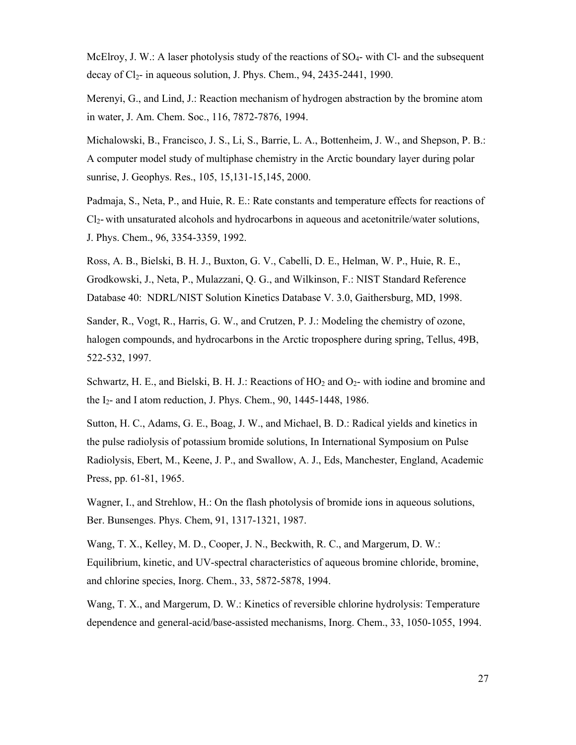McElroy, J. W.: A laser photolysis study of the reactions of $SO_4$- with Cl- and the subsequent decay of $Cl_2$- in aqueous solution, J. Phys. Chem., 94, 2435-2441, 1990.

Merenyi, G., and Lind, J.: Reaction mechanism of hydrogen abstraction by the bromine atom in water, J. Am. Chem. Soc., 116, 7872-7876, 1994.

Michalowski, B., Francisco, J. S., Li, S., Barrie, L. A., Bottenheim, J. W., and Shepson, P. B.: A computer model study of multiphase chemistry in the Arctic boundary layer during polar sunrise, J. Geophys. Res., 105, 15,131-15,145, 2000.

Padmaja, S., Neta, P., and Huie, R. E.: Rate constants and temperature effects for reactions of $Cl_2$- with unsaturated alcohols and hydrocarbons in aqueous and acetonitrile/water solutions, J. Phys. Chem., 96, 3354-3359, 1992.

Ross, A. B., Bielski, B. H. J., Buxton, G. V., Cabelli, D. E., Helman, W. P., Huie, R. E., Grodkowski, J., Neta, P., Mulazzani, Q. G., and Wilkinson, F.: NIST Standard Reference Database 40: NDRL/NIST Solution Kinetics Database V. 3.0, Gaithersburg, MD, 1998.

Sander, R., Vogt, R., Harris, G. W., and Crutzen, P. J.: Modeling the chemistry of ozone, halogen compounds, and hydrocarbons in the Arctic troposphere during spring, Tellus, 49B, 522-532, 1997.

Schwartz, H. E., and Bielski, B. H. J.: Reactions of $HO_2$ and $O_2$- with iodine and bromine and the $I_2$- and I atom reduction, J. Phys. Chem., 90, 1445-1448, 1986.

Sutton, H. C., Adams, G. E., Boag, J. W., and Michael, B. D.: Radical yields and kinetics in the pulse radiolysis of potassium bromide solutions, In International Symposium on Pulse Radiolysis, Ebert, M., Keene, J. P., and Swallow, A. J., Eds, Manchester, England, Academic Press, pp. 61-81, 1965.

Wagner, I., and Strehlow, H.: On the flash photolysis of bromide ions in aqueous solutions, Ber. Bunsenges. Phys. Chem, 91, 1317-1321, 1987.

Wang, T. X., Kelley, M. D., Cooper, J. N., Beckwith, R. C., and Margerum, D. W.: Equilibrium, kinetic, and UV-spectral characteristics of aqueous bromine chloride, bromine, and chlorine species, Inorg. Chem., 33, 5872-5878, 1994.

Wang, T. X., and Margerum, D. W.: Kinetics of reversible chlorine hydrolysis: Temperature dependence and general-acid/base-assisted mechanisms, Inorg. Chem., 33, 1050-1055, 1994.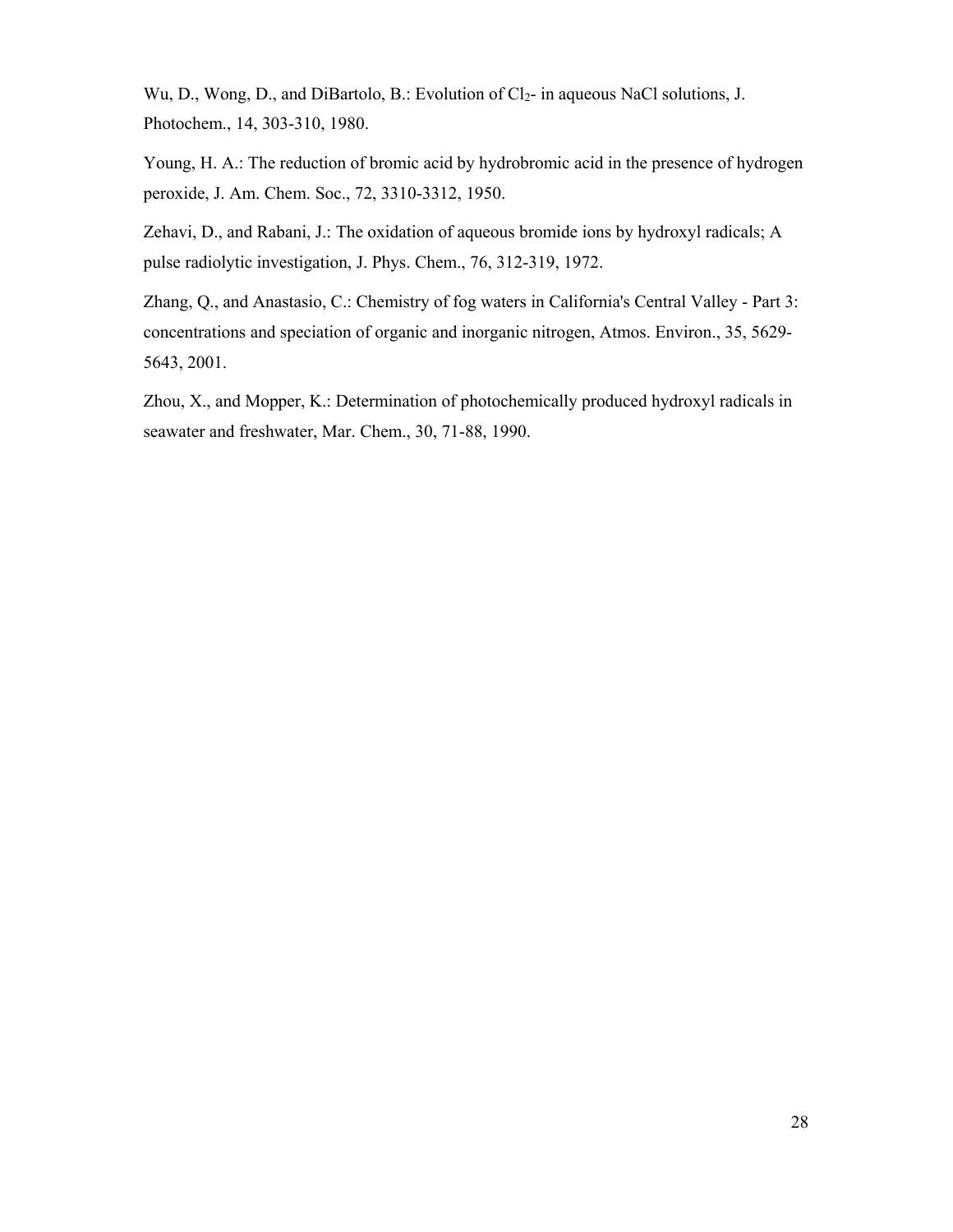Wu, D., Wong, D., and DiBartolo, B.: Evolution of $Cl_2$- in aqueous NaCl solutions, J. Photochem., 14, 303-310, 1980.

Young, H. A.: The reduction of bromic acid by hydrobromic acid in the presence of hydrogen peroxide, J. Am. Chem. Soc., 72, 3310-3312, 1950.

Zehavi, D., and Rabani, J.: The oxidation of aqueous bromide ions by hydroxyl radicals; A pulse radiolytic investigation, J. Phys. Chem., 76, 312-319, 1972.

Zhang, Q., and Anastasio, C.: Chemistry of fog waters in California's Central Valley - Part 3: concentrations and speciation of organic and inorganic nitrogen, Atmos. Environ., 35, 5629-5643, 2001.

Zhou, X., and Mopper, K.: Determination of photochemically produced hydroxyl radicals in seawater and freshwater, Mar. Chem., 30, 71-88, 1990.